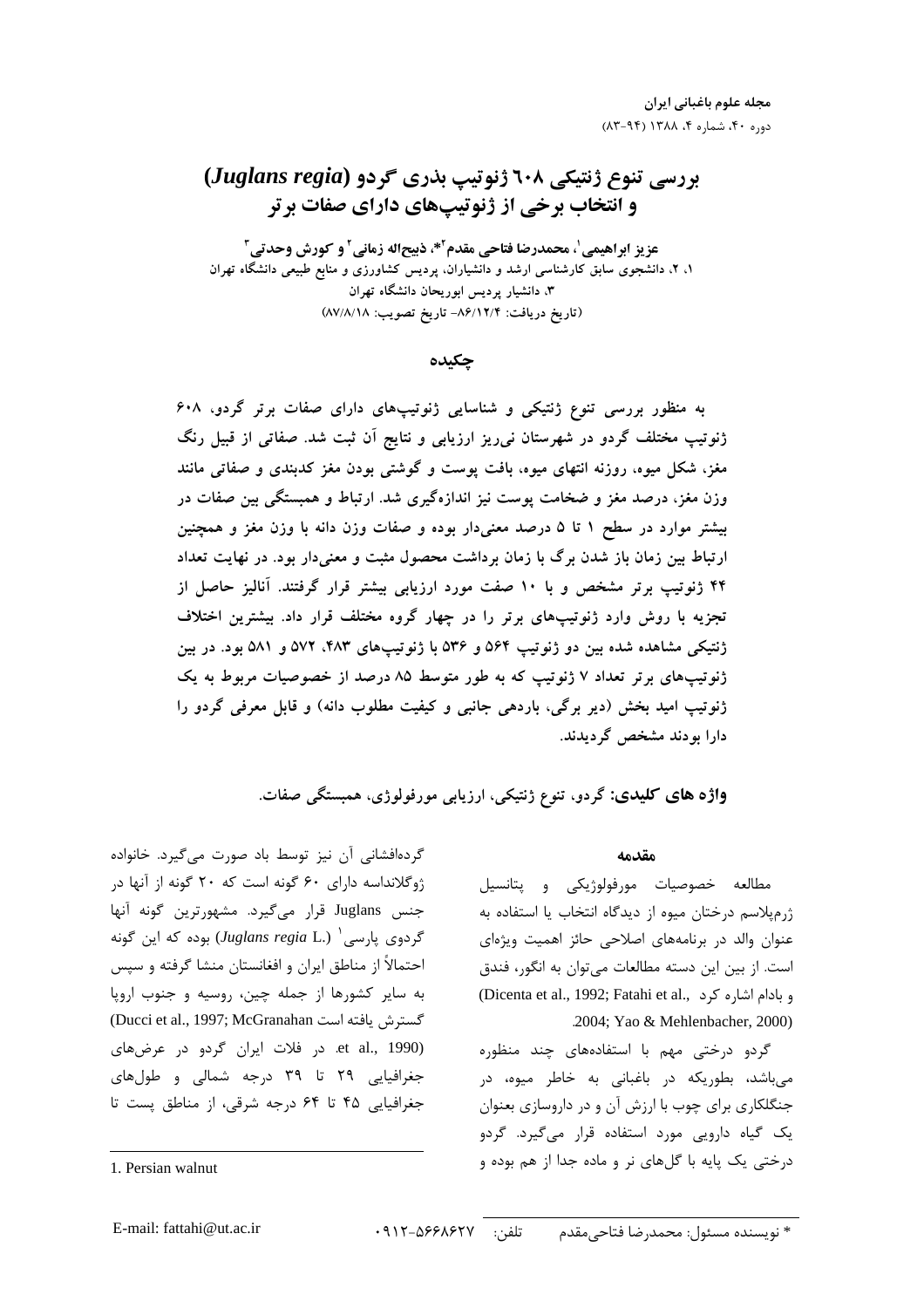# بررسی تنوع ژنتیکی ۶۰۸ ژنوتیپ بذری گردو (*Juglans regia*) و انتخاب برخی از ژنوتیپ‌های دارای صفات برتر

**عزیز ابراهیمی[۱]، محمدرضا فتاحی مقدم[۲]*، ذبیح‌اله زمانی[۲] و کورش وحدتی[۳]**

۱، ۲، دانشجوی سابق کارشناسی ارشد و دانشیاران، پردیس کشاورزی و منابع طبیعی دانشگاه تهران
۳، دانشیار پردیس ابوریحان دانشگاه تهران
(تاریخ دریافت: ۸۶/۱۲/۴- تاریخ تصویب: ۸۷/۸/۱۸)

## چکیده

به منظور بررسی تنوع ژنتیکی و شناسایی ژنوتیپ‌های دارای صفات برتر گردو، ۶۰۸ ژنوتیپ مختلف گردو در شهرستان نی‌ریز ارزیابی و نتایج آن ثبت شد. صفاتی از قبیل رنگ مغز، شکل میوه، روزنه انتهای میوه، بافت پوست و گوشتی بودن مغز کدبندی و صفاتی مانند وزن مغز، درصد مغز و ضخامت پوست نیز اندازه‌گیری شد. ارتباط و همبستگی بین صفات در بیشتر موارد در سطح ۱ تا ۵ درصد معنی‌دار بوده و صفات وزن دانه با وزن مغز و همچنین ارتباط بین زمان باز شدن برگ با زمان برداشت محصول مثبت و معنی‌دار بود. در نهایت تعداد ۴۴ ژنوتیپ برتر مشخص و با ۱۰ صفت مورد ارزیابی بیشتر قرار گرفتند. آنالیز حاصل از تجزیه با روش وارد ژنوتیپ‌های برتر را در چهار گروه مختلف قرار داد. بیشترین اختلاف ژنتیکی مشاهده شده بین دو ژنوتیپ ۵۶۴ و ۵۳۶ با ژنوتیپ‌های ۴۸۳، ۵۷۲ و ۵۸۱ بود. در بین ژنوتیپ‌های برتر تعداد ۷ ژنوتیپ که به طور متوسط ۸۵ درصد از خصوصیات مربوط به یک ژنوتیپ امید بخش (دیر برگی، باردهی جانبی و کیفیت مطلوب دانه) و قابل معرفی گردو را دارا بودند مشخص گردیدند.

**واژه های کلیدی:** گردو، تنوع ژنتیکی، ارزیابی مورفولوژی، همبستگی صفات.

## مقدمه

مطالعه خصوصیات مورفولوژیکی و پتانسیل ژرم‌پلاسم درختان میوه از دیدگاه انتخاب یا استفاده به عنوان والد در برنامه‌های اصلاحی حائز اهمیت ویژه‌ای است. از بین این دسته مطالعات می‌توان به انگور، فندق و بادام اشاره کرد (Dicenta et al., 1992; Fatahi et al., 2004; Yao & Mehlenbacher, 2000).

گردو درختی مهم با استفاده‌های چند منظوره می‌باشد، بطوریکه در باغبانی به خاطر میوه، در جنگلکاری برای چوب با ارزش آن و در داروسازی بعنوان یک گیاه دارویی مورد استفاده قرار می‌گیرد. گردو درختی یک پایه با گل‌های نر و ماده جدا از هم بوده و گرده‌افشانی آن نیز توسط باد صورت می‌گیرد. خانواده ژوگلانداسه دارای ۶۰ گونه است که ۲۰ گونه از آنها در جنس Juglans قرار می‌گیرد. مشهورترین گونه آنها گردوی پارسی[۱] (*Juglans regia* L.) بوده که این گونه احتمالاً از مناطق ایران و افغانستان منشا گرفته و سپس به سایر کشورها از جمله چین، روسیه و جنوب اروپا گسترش یافته است (Ducci et al., 1997; McGranahan et al., 1990). در فلات ایران گردو در عرض‌های جغرافیایی ۲۹ تا ۳۹ درجه شمالی و طول‌های جغرافیایی ۴۵ تا ۶۴ درجه شرقی، از مناطق پست تا

---

1. Persian walnut

\* نویسنده مسئول: محمدرضا فتاحی‌مقدم تلفن: ۰۹۱۲-۵۶۶۸۶۲۷ E-mail: fattahi@ut.ac.ir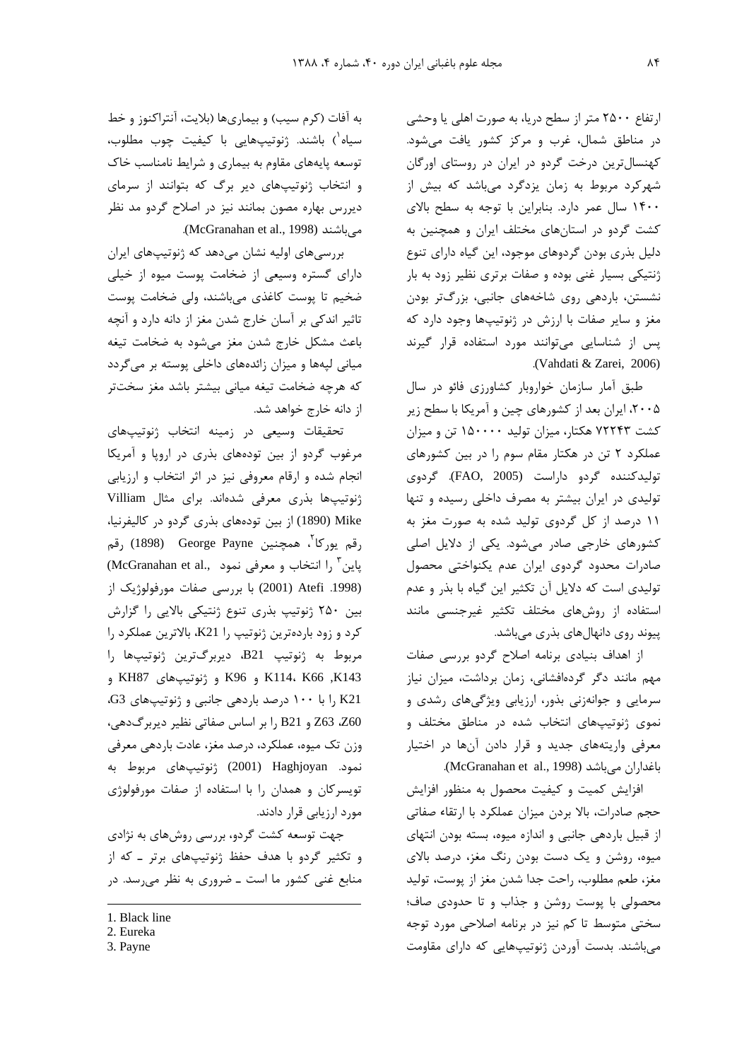ارتفاع ۲۵۰۰ متر از سطح دریا، به صورت اهلی یا وحشی در مناطق شمال، غرب و مرکز کشور یافت می‌شود. کهنسال‌ترین درخت گردو در ایران در روستای اورگان شهرکرد مربوط به زمان یزدگرد می‌باشد که بیش از ۱۴۰۰ سال عمر دارد. بنابراین با توجه به سطح بالای کشت گردو در استان‌های مختلف ایران و همچنین به دلیل بذری بودن گردوهای موجود، این گیاه دارای تنوع ژنتیکی بسیار غنی بوده و صفات برتری نظیر زود به بار نشستن، باردهی روی شاخه‌های جانبی، بزرگ‌تر بودن مغز و سایر صفات با ارزش در ژنوتیپ‌ها وجود دارد که پس از شناسایی می‌توانند مورد استفاده قرار گیرند (Vahdati & Zarei, 2006).

طبق آمار سازمان خواروبار کشاورزی فائو در سال ۲۰۰۵، ایران بعد از کشورهای چین و آمریکا با سطح زیر کشت ۷۲۲۴۳ هکتار، میزان تولید ۱۵۰۰۰۰ تن و میزان عملکرد ۲ تن در هکتار مقام سوم را در بین کشورهای تولیدکننده گردو داراست (FAO, 2005). گردوی تولیدی در ایران بیشتر به مصرف داخلی رسیده و تنها ۱۱ درصد از کل گردوی تولید شده به صورت مغز به کشورهای خارجی صادر می‌شود. یکی از دلایل اصلی صادرات محدود گردوی ایران عدم یکنواختی محصول تولیدی است که دلایل آن تکثیر این گیاه با بذر و عدم استفاده از روش‌های مختلف تکثیر غیرجنسی مانند پیوند روی دانهال‌های بذری می‌باشد.

از اهداف بنیادی برنامه اصلاح گردو بررسی صفات مهم مانند دگر گرده‌افشانی، زمان برداشت، میزان نیاز سرمایی و جوانه‌زنی بذور، ارزیابی ویژگی‌های رشدی و نموی ژنوتیپ‌های انتخاب شده در مناطق مختلف و معرفی واریته‌های جدید و قرار دادن آن‌ها در اختیار باغداران می‌باشد (McGranahan et al., 1998).

افزایش کمیت و کیفیت محصول به منظور افزایش حجم صادرات، بالا بردن میزان عملکرد با ارتقاء صفاتی از قبیل باردهی جانبی و اندازه میوه، بسته بودن انتهای میوه، روشن و یک دست بودن رنگ مغز، درصد بالای مغز، طعم مطلوب، راحت جدا شدن مغز از پوست، تولید محصولی با پوست روشن و جذاب و تا حدودی صاف؛ سختی متوسط تا کم نیز در برنامه اصلاحی مورد توجه می‌باشند. بدست آوردن ژنوتیپ‌هایی که دارای مقاومت به آفات (کرم سیب) و بیماری‌ها (بلایت، آنتراکنوز و خط سیاه[1]) باشند. ژنوتیپ‌هایی با کیفیت چوب مطلوب، توسعه پایه‌های مقاوم به بیماری و شرایط نامناسب خاک و انتخاب ژنوتیپ‌های دیر برگ که بتوانند از سرمای دیررس بهاره مصون بمانند نیز در اصلاح گردو مد نظر می‌باشند (McGranahan et al., 1998).

بررسی‌های اولیه نشان می‌دهد که ژنوتیپ‌های ایران دارای گستره وسیعی از ضخامت پوست میوه از خیلی ضخیم تا پوست کاغذی می‌باشند، ولی ضخامت پوست تاثیر اندکی بر آسان خارج شدن مغز از دانه دارد و آنچه باعث مشکل خارج شدن مغز می‌شود به ضخامت تیغه میانی لپه‌ها و میزان زائده‌های داخلی پوسته بر می‌گردد که هرچه ضخامت تیغه میانی بیشتر باشد مغز سخت‌تر از دانه خارج خواهد شد.

تحقیقات وسیعی در زمینه انتخاب ژنوتیپ‌های مرغوب گردو از بین توده‌های بذری در اروپا و آمریکا انجام شده و ارقام معروفی نیز در اثر انتخاب و ارزیابی ژنوتیپ‌ها بذری معرفی شده‌اند. برای مثال Villiam Mike (1890) از بین توده‌های بذری گردو در کالیفرنیا، رقم یورکا[2]، همچنین George Payne (1898) رقم پاین[3] را انتخاب و معرفی نمود (McGranahan et al., 1998). Atefi (2001) با بررسی صفات مورفولوژیک از بین ۲۵۰ ژنوتیپ بذری تنوع ژنتیکی بالایی را گزارش کرد و زود بارده‌ترین ژنوتیپ را K21، بالاترین عملکرد را مربوط به ژنوتیپ B21، دیربرگ‌ترین ژنوتیپ‌ها را K143، K114، K66 و K96 و ژنوتیپ‌های KH87 و K21 را با ۱۰۰ درصد باردهی جانبی و ژنوتیپ‌های G3، Z60، Z63 و B21 را بر اساس صفاتی نظیر دیربرگ‌دهی، وزن تک میوه، عملکرد، درصد مغز، عادت باردهی معرفی نمود. Haghjoyan (2001) ژنوتیپ‌های مربوط به تویسرکان و همدان را با استفاده از صفات مورفولوژی مورد ارزیابی قرار دادند.

جهت توسعه کشت گردو، بررسی روش‌های به نژادی و تکثیر گردو با هدف حفظ ژنوتیپ‌های برتر ـ که از منابع غنی کشور ما است ـ ضروری به نظر می‌رسد. در

---

1. Black line
2. Eureka
3. Payne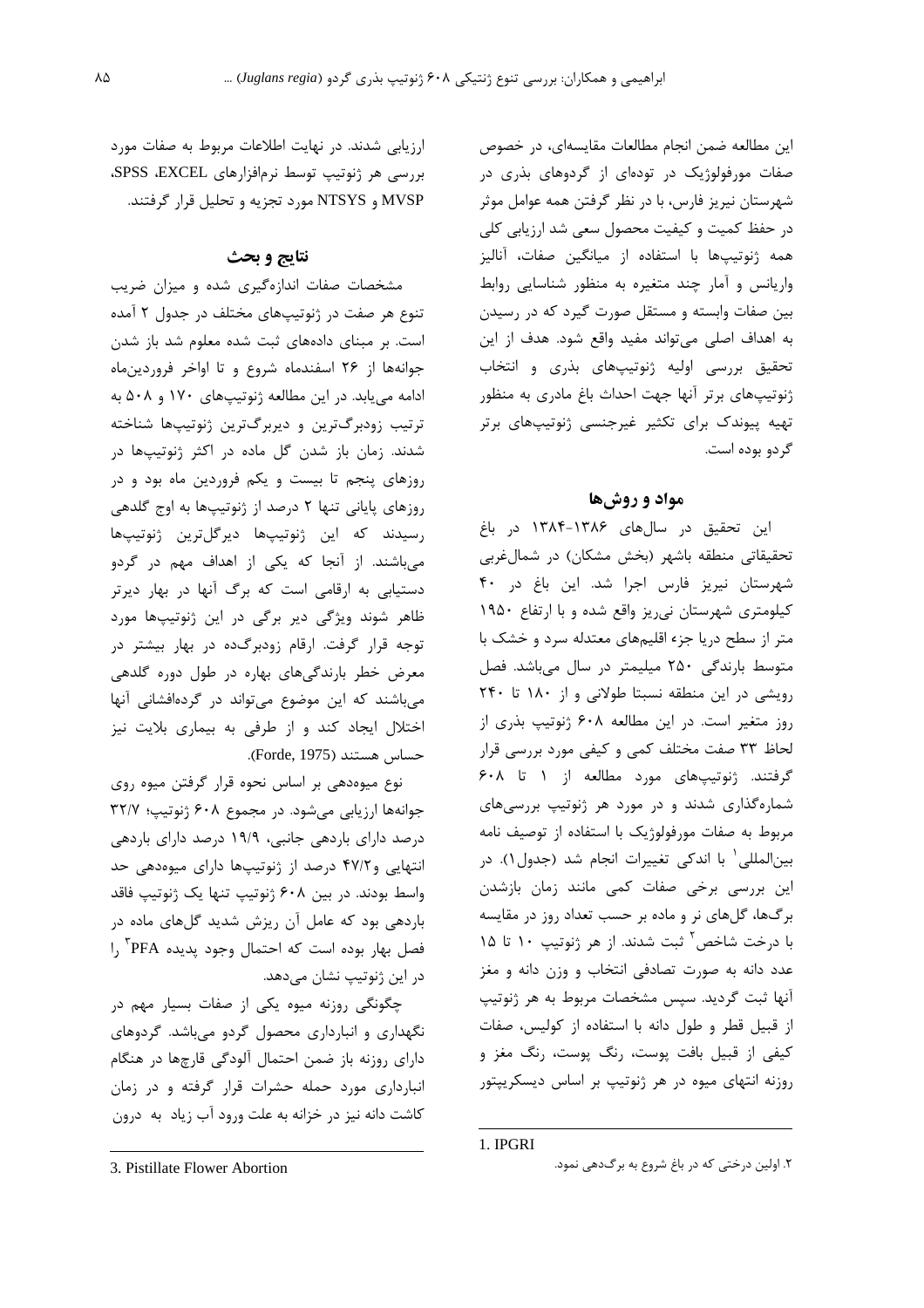این مطالعه ضمن انجام مطالعات مقایسه‌ای، در خصوص صفات مورفولوژیک در توده‌ای از گردوهای بذری در شهرستان نیریز فارس، با در نظر گرفتن همه عوامل موثر در حفظ کمیت و کیفیت محصول سعی شد ارزیابی کلی همه ژنوتیپ‌ها با استفاده از میانگین صفات، آنالیز واریانس و آمار چند متغیره به منظور شناسایی روابط بین صفات وابسته و مستقل صورت گیرد که در رسیدن به اهداف اصلی می‌تواند مفید واقع شود. هدف از این تحقیق بررسی اولیه ژنوتیپ‌های بذری و انتخاب ژنوتیپ‌های برتر آنها جهت احداث باغ مادری به منظور تهیه پیوندک برای تکثیر غیرجنسی ژنوتیپ‌های برتر گردو بوده است.

## مواد و روش‌ها

این تحقیق در سال‌های ۱۳۸۶-۱۳۸۴ در باغ تحقیقاتی منطقه باشهر (بخش مشکان) در شمال‌غربی شهرستان نیریز فارس اجرا شد. این باغ در ۴۰ کیلومتری شهرستان نی‌ریز واقع شده و با ارتفاع ۱۹۵۰ متر از سطح دریا جزء اقلیم‌های معتدله سرد و خشک با متوسط بارندگی ۲۵۰ میلیمتر در سال می‌باشد. فصل رویشی در این منطقه نسبتا طولانی و از ۱۸۰ تا ۲۴۰ روز متغیر است. در این مطالعه ۶۰۸ ژنوتیپ بذری از لحاظ ۳۳ صفت مختلف کمی و کیفی مورد بررسی قرار گرفتند. ژنوتیپ‌های مورد مطالعه از ۱ تا ۶۰۸ شماره‌گذاری شدند و در مورد هر ژنوتیپ بررسی‌های مربوط به صفات مورفولوژیک با استفاده از توصیف نامه بین‌المللی[1] با اندکی تغییرات انجام شد (جدول۱). در این بررسی برخی صفات کمی مانند زمان بازشدن برگ‌ها، گل‌های نر و ماده بر حسب تعداد روز در مقایسه با درخت شاخص[2] ثبت شدند. از هر ژنوتیپ ۱۰ تا ۱۵ عدد دانه به صورت تصادفی انتخاب و وزن دانه و مغز آنها ثبت گردید. سپس مشخصات مربوط به هر ژنوتیپ از قبیل قطر و طول دانه با استفاده از کولیس، صفات کیفی از قبیل بافت پوست، رنگ پوست، رنگ مغز و روزنه انتهای میوه در هر ژنوتیپ بر اساس دیسکریپتور ارزیابی شدند. در نهایت اطلاعات مربوط به صفات مورد بررسی هر ژنوتیپ توسط نرم‌افزارهای EXCEL، SPSS، MVSP و NTSYS مورد تجزیه و تحلیل قرار گرفتند.

## نتایج و بحث

مشخصات صفات اندازه‌گیری شده و میزان ضریب تنوع هر صفت در ژنوتیپ‌های مختلف در جدول ۲ آمده است. بر مبنای داده‌های ثبت شده معلوم شد باز شدن جوانه‌ها از ۲۶ اسفندماه شروع و تا اواخر فروردین‌ماه ادامه می‌یابد. در این مطالعه ژنوتیپ‌های ۱۷۰ و ۵۰۸ به ترتیب زودبرگ‌ترین و دیربرگ‌ترین ژنوتیپ‌ها شناخته شدند. زمان باز شدن گل ماده در اکثر ژنوتیپ‌ها در روزهای پنجم تا بیست و یکم فروردین ماه بود و در روزهای پایانی تنها ۲ درصد از ژنوتیپ‌ها به اوج گلدهی رسیدند که این ژنوتیپ‌ها دیرگل‌ترین ژنوتیپ‌ها می‌باشند. از آنجا که یکی از اهداف مهم در گردو دستیابی به ارقامی است که برگ آنها در بهار دیرتر ظاهر شوند ویژگی دیر برگی در این ژنوتیپ‌ها مورد توجه قرار گرفت. ارقام زودبرگ‌ده در بهار بیشتر در معرض خطر بارندگی‌های بهاره در طول دوره گلدهی می‌باشند که این موضوع می‌تواند در گرده‌افشانی آنها اختلال ایجاد کند و از طرفی به بیماری بلایت نیز حساس هستند (Forde, 1975).

نوع میوه‌دهی بر اساس نحوه قرار گرفتن میوه روی جوانه‌ها ارزیابی می‌شود. در مجموع ۶۰۸ ژنوتیپ؛ ۳۲/۷ درصد دارای باردهی جانبی، ۱۹/۹ درصد دارای باردهی انتهایی و۴۷/۲ درصد از ژنوتیپ‌ها دارای میوه‌دهی حد واسط بودند. در بین ۶۰۸ ژنوتیپ تنها یک ژنوتیپ فاقد باردهی بود که عامل آن ریزش شدید گل‌های ماده در فصل بهار بوده است که احتمال وجود پدیده PFA[3] را در این ژنوتیپ نشان می‌دهد.

چگونگی روزنه میوه یکی از صفات بسیار مهم در نگهداری و انبارداری محصول گردو می‌باشد. گردوهای دارای روزنه باز ضمن احتمال آلودگی قارچ‌ها در هنگام انبارداری مورد حمله حشرات قرار گرفته و در زمان کاشت دانه نیز در خزانه به علت ورود آب زیاد به درون

---

1. IPGRI

۲. اولین درختی که در باغ شروع به برگ‌دهی نمود.

3. Pistillate Flower Abortion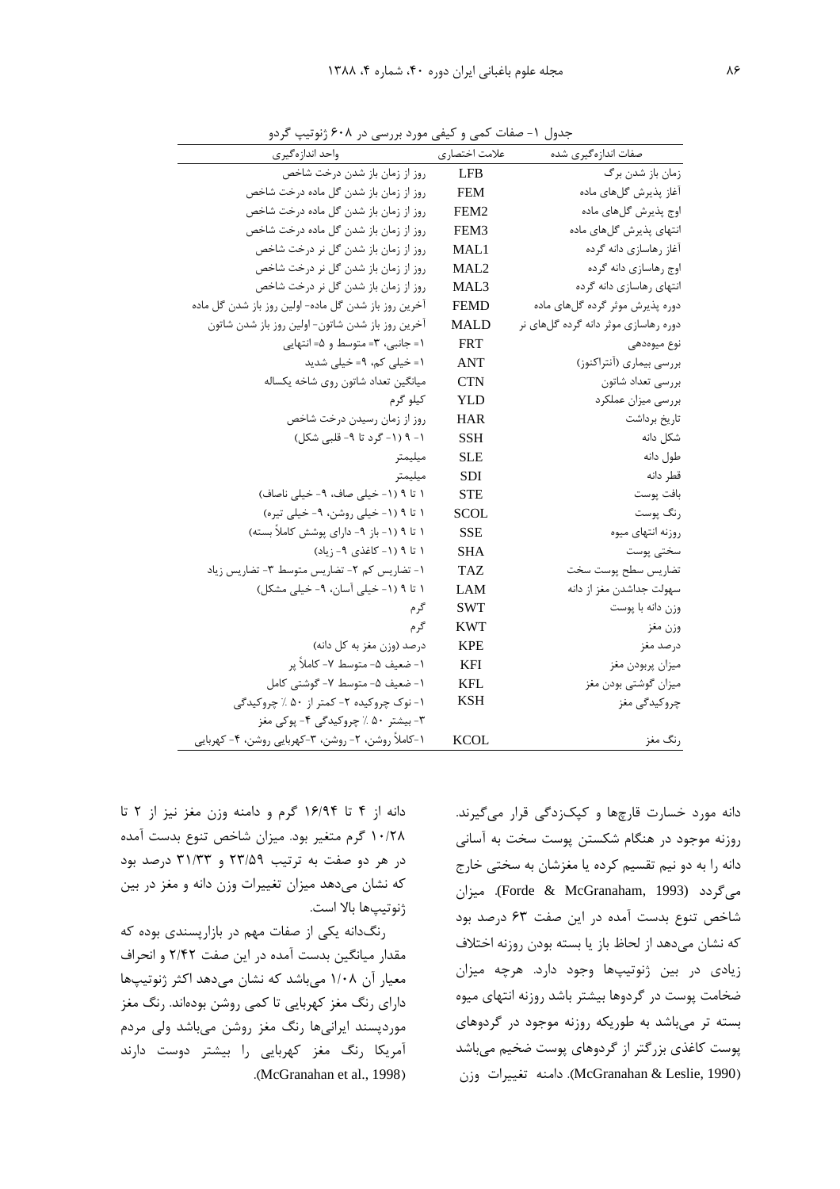جدول ۱- صفات کمی و کیفی مورد بررسی در ۶۰۸ ژنوتیپ گردو

| صفات اندازه‌گیری شده | علامت اختصاری | واحد اندازه‌گیری |
|---|---|---|
| زمان باز شدن برگ | LFB | روز از زمان باز شدن درخت شاخص |
| آغاز پذیرش گل‌های ماده | FEM | روز از زمان باز شدن گل ماده درخت شاخص |
| اوج پذیرش گل‌های ماده | FEM2 | روز از زمان باز شدن گل ماده درخت شاخص |
| انتهای پذیرش گل‌های ماده | FEM3 | روز از زمان باز شدن گل ماده درخت شاخص |
| آغاز رهاسازی دانه گرده | MAL1 | روز از زمان باز شدن گل نر درخت شاخص |
| اوج رهاسازی دانه گرده | MAL2 | روز از زمان باز شدن گل نر درخت شاخص |
| انتهای رهاسازی دانه گرده | MAL3 | روز از زمان باز شدن گل نر درخت شاخص |
| دوره پذیرش موثر گرده گل‌های ماده | FEMD | آخرین روز باز شدن گل ماده- اولین روز باز شدن گل ماده |
| دوره رهاسازی موثر دانه گرده گل‌های نر | MALD | آخرین روز باز شدن شاتون- اولین روز باز شدن شاتون |
| نوع میوه‌دهی | FRT | ۱= جانبی، ۳= متوسط و ۵= انتهایی |
| بررسی بیماری (آنتراکنوز) | ANT | ۱= خیلی کم، ۹= خیلی شدید |
| بررسی تعداد شاتون | CTN | میانگین تعداد شاتون روی شاخه یکساله |
| بررسی میزان عملکرد | YLD | کیلو گرم |
| تاریخ برداشت | HAR | روز از زمان رسیدن درخت شاخص |
| شکل دانه | SSH | ۱- ۹ (۱- گرد تا ۹- قلبی شکل) |
| طول دانه | SLE | میلیمتر |
| قطر دانه | SDI | میلیمتر |
| بافت پوست | STE | ۱ تا ۹ (۱- خیلی صاف، ۹- خیلی ناصاف) |
| رنگ پوست | SCOL | ۱ تا ۹ (۱- خیلی روشن، ۹- خیلی تیره) |
| روزنه انتهای میوه | SSE | ۱ تا ۹ (۱- باز ۹- دارای پوشش کاملاً بسته) |
| سختی پوست | SHA | ۱ تا ۹ (۱- کاغذی ۹- زیاد) |
| تضاریس سطح پوست سخت | TAZ | ۱- تضاریس کم ۲- تضاریس متوسط ۳- تضاریس زیاد |
| سهولت جداشدن مغز از دانه | LAM | ۱ تا ۹ (۱- خیلی آسان، ۹- خیلی مشکل) |
| وزن دانه با پوست | SWT | گرم |
| وزن مغز | KWT | گرم |
| درصد مغز | KPE | درصد (وزن مغز به کل دانه) |
| میزان پربودن مغز | KFI | ۱- ضعیف ۵- متوسط ۷- کاملاً پر |
| میزان گوشتی بودن مغز | KFL | ۱- ضعیف ۵- متوسط ۷- گوشتی کامل |
| چروکیدگی مغز | KSH | ۱- نوک چروکیده ۲- کمتر از ۵۰ ٪ چروکیدگی ۳- بیشتر ۵۰ ٪ چروکیدگی ۴- پوکی مغز |
| رنگ مغز | KCOL | ۱-کاملاً روشن، ۲- روشن، ۳-کهربایی روشن، ۴- کهربایی |

دانه مورد خسارت قارچ‌ها و کپک‌زدگی قرار می‌گیرند. روزنه موجود در هنگام شکستن پوست سخت به آسانی دانه را به دو نیم تقسیم کرده یا مغزش به سختی خارج می‌گردد (Forde & McGranaham, 1993). میزان شاخص تنوع بدست آمده در این صفت ۶۳ درصد بود که نشان می‌دهد از لحاظ باز یا بسته بودن روزنه اختلاف زیادی در بین ژنوتیپ‌ها وجود دارد. هرچه میزان ضخامت پوست در گردوها بیشتر باشد روزنه انتهای میوه بسته تر می‌باشد به طوریکه روزنه موجود در گردوهای پوست کاغذی بزرگتر از گردوهای پوست ضخیم می‌باشد (McGranahan & Leslie, 1990). دامنه تغییرات وزن دانه از ۴ تا ۱۶/۹۴ گرم و دامنه وزن مغز نیز از ۲ تا ۱۰/۲۸ گرم متغیر بود. میزان شاخص تنوع بدست آمده در هر دو صفت به ترتیب ۲۳/۵۹ و ۳۱/۳۳ درصد بود که نشان می‌دهد میزان تغییرات وزن دانه و مغز در بین ژنوتیپ‌ها بالا است.

رنگ‌دانه یکی از صفات مهم در بازارپسندی بوده که مقدار میانگین بدست آمده در این صفت ۲/۴۲ و انحراف معیار آن ۱/۰۸ می‌باشد که نشان می‌دهد اکثر ژنوتیپ‌ها دارای رنگ مغز کهربایی تا کمی روشن بوده‌اند. رنگ مغز موردپسند ایرانی‌ها رنگ مغز روشن می‌باشد ولی مردم آمریکا رنگ مغز کهربایی را بیشتر دوست دارند (McGranahan et al., 1998).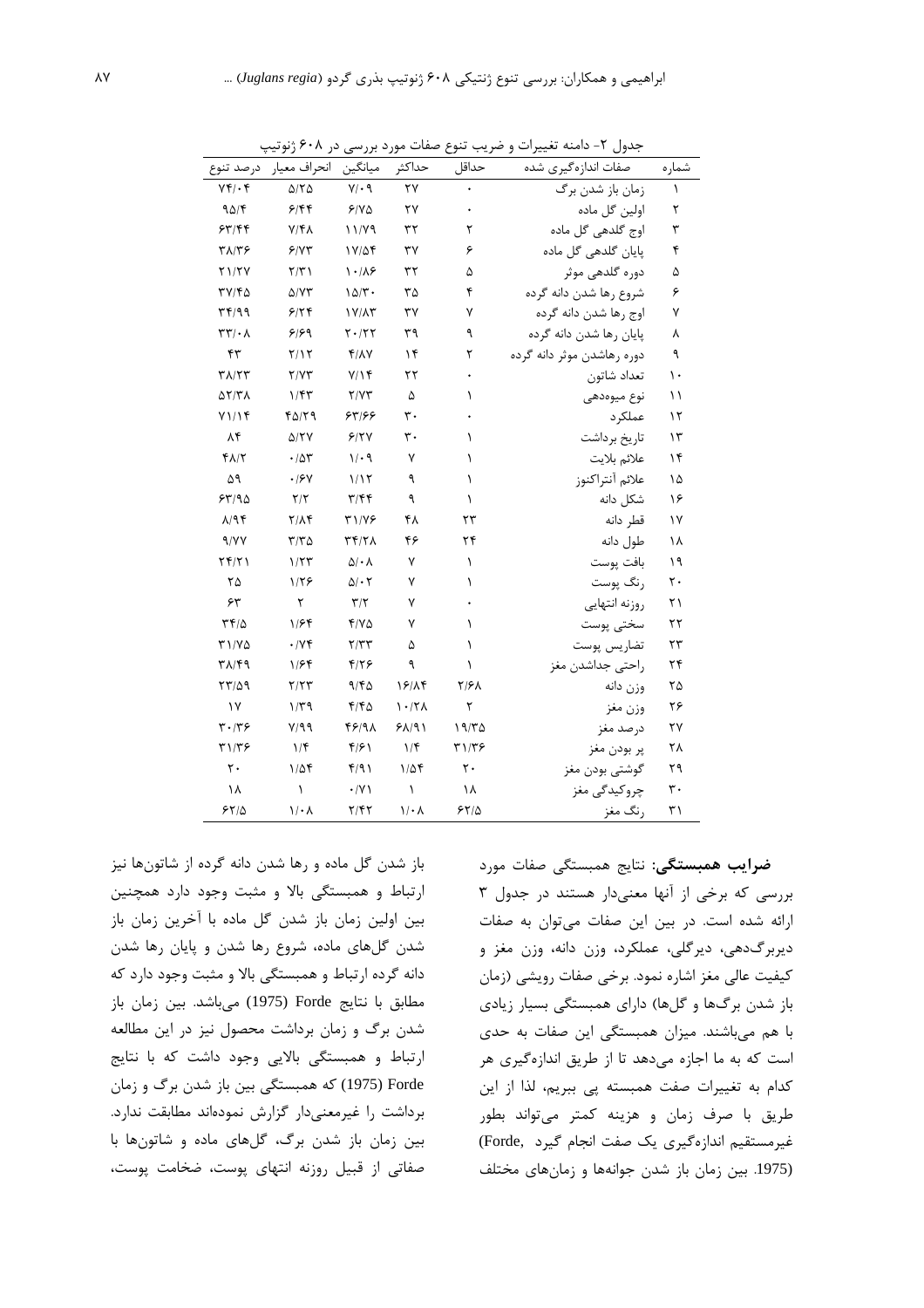جدول ۲- دامنه تغییرات و ضریب تنوع صفات مورد بررسی در ۶۰۸ ژنوتیپ

| شماره | صفات اندازه‌گیری شده | حداقل | حداکثر | میانگین | انحراف معیار | درصد تنوع |
|---|---|---|---|---|---|---|
| ۱ | زمان باز شدن برگ | ۰ | ۲۷ | ۷/۰۹ | ۵/۲۵ | ۷۴/۰۴ |
| ۲ | اولین گل ماده | ۰ | ۲۷ | ۶/۷۵ | ۶/۴۴ | ۹۵/۴ |
| ۳ | اوج گلدهی گل ماده | ۲ | ۳۲ | ۱۱/۷۹ | ۷/۴۸ | ۶۳/۴۴ |
| ۴ | پایان گلدهی گل ماده | ۶ | ۳۷ | ۱۷/۵۴ | ۶/۷۳ | ۳۸/۳۶ |
| ۵ | دوره گلدهی موثر | ۵ | ۳۲ | ۱۰/۸۶ | ۲/۳۱ | ۲۱/۲۷ |
| ۶ | شروع رها شدن دانه گرده | ۴ | ۳۵ | ۱۵/۳۰ | ۵/۷۳ | ۳۷/۴۵ |
| ۷ | اوج رها شدن دانه گرده | ۷ | ۳۷ | ۱۷/۸۳ | ۶/۲۴ | ۳۴/۹۹ |
| ۸ | پایان رها شدن دانه گرده | ۹ | ۳۹ | ۲۰/۲۲ | ۶/۶۹ | ۳۳/۰۸ |
| ۹ | دوره رهاشدن موثر دانه گرده | ۲ | ۱۴ | ۴/۸۷ | ۲/۱۲ | ۴۳ |
| ۱۰ | تعداد شاتون | ۰ | ۲۲ | ۷/۱۴ | ۲/۷۳ | ۳۸/۲۳ |
| ۱۱ | نوع میوه‌دهی | ۱ | ۵ | ۲/۷۳ | ۱/۴۳ | ۵۲/۳۸ |
| ۱۲ | عملکرد | ۰ | ۳۰ | ۶۳/۶۶ | ۴۵/۲۹ | ۷۱/۱۴ |
| ۱۳ | تاریخ برداشت | ۱ | ۳۰ | ۶/۲۷ | ۵/۲۷ | ۸۴ |
| ۱۴ | علائم بلایت | ۱ | ۷ | ۱/۰۹ | ۰/۵۳ | ۴۸/۲ |
| ۱۵ | علائم آنتراکنوز | ۱ | ۹ | ۱/۱۲ | ۰/۶۷ | ۵۹ |
| ۱۶ | شکل دانه | ۱ | ۹ | ۳/۴۴ | ۲/۲ | ۶۳/۹۵ |
| ۱۷ | قطر دانه | ۲۳ | ۴۸ | ۳۱/۷۶ | ۲/۸۴ | ۸/۹۴ |
| ۱۸ | طول دانه | ۲۴ | ۴۶ | ۳۴/۲۸ | ۳/۳۵ | ۹/۷۷ |
| ۱۹ | بافت پوست | ۱ | ۷ | ۵/۰۸ | ۱/۲۳ | ۲۴/۲۱ |
| ۲۰ | رنگ پوست | ۱ | ۷ | ۵/۰۲ | ۱/۲۶ | ۲۵ |
| ۲۱ | روزنه انتهایی | ۰ | ۷ | ۳/۲ | ۲ | ۶۳ |
| ۲۲ | سختی پوست | ۱ | ۷ | ۴/۷۵ | ۱/۶۴ | ۳۴/۵ |
| ۲۳ | تضاریس پوست | ۱ | ۵ | ۲/۳۳ | ۰/۷۴ | ۳۱/۷۵ |
| ۲۴ | راحتی جداشدن مغز | ۱ | ۹ | ۴/۲۶ | ۱/۶۴ | ۳۸/۴۹ |
| ۲۵ | وزن دانه | ۲/۶۸ | ۱۶/۸۴ | ۹/۴۵ | ۲/۲۳ | ۲۳/۵۹ |
| ۲۶ | وزن مغز | ۲ | ۱۰/۲۸ | ۴/۴۵ | ۱/۳۹ | ۱۷ |
| ۲۷ | درصد مغز | ۱۹/۳۵ | ۶۸/۹۱ | ۴۶/۹۸ | ۷/۹۹ | ۳۰/۳۶ |
| ۲۸ | پر بودن مغز | ۳۱/۳۶ | ۱/۴ | ۴/۶۱ | ۱/۴ | ۳۱/۳۶ |
| ۲۹ | گوشتی بودن مغز | ۲۰ | ۱/۵۴ | ۴/۹۱ | ۱/۵۴ | ۲۰ |
| ۳۰ | چروکیدگی مغز | ۱۸ | ۱ | ۰/۷۱ | ۱ | ۱۸ |
| ۳۱ | رنگ مغز | ۶۲/۵ | ۱/۰۸ | ۲/۴۲ | ۱/۰۸ | ۶۲/۵ |

**ضرایب همبستگی**: نتایج همبستگی صفات مورد بررسی که برخی از آنها معنی‌دار هستند در جدول ۳ ارائه شده است. در بین این صفات می‌توان به صفات دیربرگ‌دهی، دیرگلی، عملکرد، وزن دانه، وزن مغز و کیفیت عالی مغز اشاره نمود. برخی صفات رویشی (زمان باز شدن برگ‌ها و گل‌ها) دارای همبستگی بسیار زیادی با هم می‌باشند. میزان همبستگی این صفات به حدی است که به ما اجازه می‌دهد تا از طریق اندازه‌گیری هر کدام به تغییرات صفت همبسته پی ببریم، لذا از این طریق با صرف زمان و هزینه کمتر می‌تواند بطور غیرمستقیم اندازه‌گیری یک صفت انجام گیرد (Forde, 1975). بین زمان باز شدن جوانه‌ها و زمان‌های مختلف باز شدن گل ماده و رها شدن دانه گرده از شاتون‌ها نیز ارتباط و همبستگی بالا و مثبت وجود دارد همچنین بین اولین زمان باز شدن گل ماده با آخرین زمان باز شدن گل‌های ماده، شروع رها شدن و پایان رها شدن دانه گرده ارتباط و همبستگی بالا و مثبت وجود دارد که مطابق با نتایج Forde (1975) می‌باشد. بین زمان باز شدن برگ و زمان برداشت محصول نیز در این مطالعه ارتباط و همبستگی بالایی وجود داشت که با نتایج Forde (1975) که همبستگی بین باز شدن برگ و زمان برداشت را غیرمعنی‌دار گزارش نموده‌اند مطابقت ندارد. بین زمان باز شدن برگ، گل‌های ماده و شاتون‌ها با صفاتی از قبیل روزنه انتهای پوست، ضخامت پوست،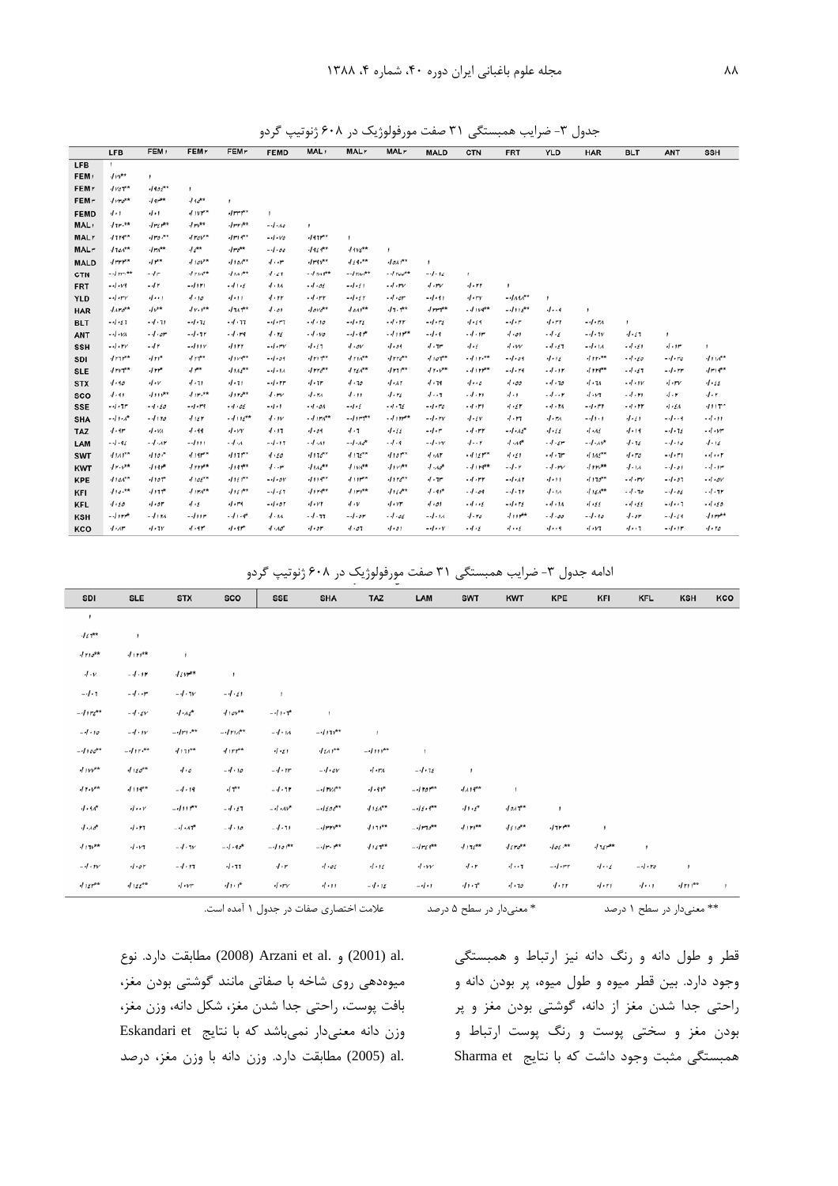جدول ۳- ضرایب همبستگی ۳۱ صفت مورفولوژیک در ۶۰۸ ژنوتیپ گردو

| | LFB | FEM1 | FEM2 | FEM3 | FEMD | MAL1 | MAL2 | MAL3 | MALD | CTN | FRT | YLD | HAR | BLT | ANT | SSH |
|---|---|---|---|---|---|---|---|---|---|---|---|---|---|---|---|---|
| LFB | ۱ | | | | | | | | | | | | | | | |
| FEM1 | ۰/۷۷** | ۱ | | | | | | | | | | | | | | |
| FEM2 | ۰/۷۶۳** | ۰/۹۵۶** | ۱ | | | | | | | | | | | | | |
| FEM3 | ۰/۷۳۵** | ۰/۹۳** | ۰/۹۵** | ۱ | | | | | | | | | | | | |
| FEMD | ۰/۰۱ | ۰/۰۱ | ۰/۱۷۳** | ۰/۳۳۳** | ۱ | | | | | | | | | | | |
| MAL1 | ۰/۳۰۰** | ۰/۳۴۶** | ۰/۳۷** | ۰/۳۳۶** | -۰/۰۸۵ | ۱ | | | | | | | | | | |
| MAL2 | ۰/۲۱۹** | ۰/۳۵۲** | ۰/۲۵۷** | ۰/۳۱۹** | ۰/۰۷۵ | ۰/۹۲۳** | ۱ | | | | | | | | | |
| MAL3 | ۰/۲۵۸** | ۰/۳۷** | ۰/۴** | ۰/۳۶** | -۰/۰۵۵ | ۰/۹۴۶** | ۰/۹۷۴** | ۱ | | | | | | | | |
| MALD | ۰/۳۳۳** | ۰/۳** | ۰/۱۵۷** | ۰/۱۵۸** | ۰/۰۳ | ۰/۳۹۴** | ۰/۴۹۰** | ۰/۵۸۱** | ۱ | | | | | | | |
| CTN | -۰/۱۳۰** | -۰/۰۳ | ۰/۲۷۸** | ۰/۱۸۱** | ۰/۰۴۲ | -۰/۲۸۶** | -۰/۲۷۷** | -۰/۲۷۷** | -۰/۰۱۴ | ۱ | | | | | | |
| FRT | -۰/۰۷۹ | ۰/۰۳ | -۰/۱۲۱ | -۰/۱۰۴ | ۰/۰۱۸ | -۰/۰۵ | -۰/۰۴۱ | -۰/۰۳۷ | ۰/۰۳۷ | ۰/۰۲۲ | ۱ | | | | | |
| YLD | -۰/۰۳۷ | ۰/۰۰۱ | ۰/۰۱۵ | ۰/۰۱۱ | ۰/۰۲۲ | -۰/۰۳۳ | -۰/۰۴۲ | -۰/۰۵۳ | -۰/۰۴۱ | ۰/۰۳۷ | -۰/۱۹۸** | ۱ | | | | |
| HAR | ۰/۸۲۵** | ۰/۷** | ۰/۷۰۱** | ۰/۶۸** | ۰/۰۵ | ۰/۵۷۷** | ۰/۵۸۹** | ۰/۶۱۴** | ۰/۳۳۳** | -۰/۱۷۹** | -۰/۱۱۴** | ۰/۰۰۹ | ۱ | | | |
| BLT | -۰/۰۴۱ | -۰/۰۶۱ | -۰/۰۶۴ | -۰/۰۶۶ | -۰/۰۳ | -۰/۰۶۰ | -۰/۰۶۴ | -۰/۰۳۳ | -۰/۰۶۴ | ۰/۰۴۲ | -۰/۰۳ | ۰/۰۳۲ | -۰/۰۶۸ | ۱ | | |
| ANT | -۰/۰۷۸ | -۰/۰۵۳ | -۰/۰۳۶ | -۰/۰۴۹ | ۰/۰۴ | -۰/۰۷۵ | -۰/۰۹۳* | -۰/۱۱۳** | -۰/۰۹ | -۰/۰۱۳ | ۰/۰۵۱ | -۰/۰۴ | -۰/۰۳۷ | ۰/۰۴۶ | ۱ | |
| SSH | -۰/۰۳۷ | -۰/۰۳ | -۰/۱۱۷ | ۰/۱۳۲ | -۰/۰۳۷ | ۰/۰۶ | ۰/۰۵۷ | ۰/۰۵۹ | ۰/۰۶۳ | ۰/۰۴ | ۰/۰۷۷ | -۰/۰۴۳ | -۰/۰۱۸ | -۰/۰۴۱ | ۰/۰۱۳ | ۱ |
| SDI | ۰/۲۳۳** | ۰/۲۳* | ۰/۲۳** | ۰/۱۷۷** | -۰/۰۵۱ | ۰/۲۱۳** | ۰/۲۱۸** | ۰/۲۳۵** | ۰/۱۵۳** | -۰/۱۳۰** | -۰/۰۵۹ | ۰/۰۱۴ | ۰/۲۲۰** | -۰/۰۴۵ | -۰/۰۳۵ | ۰/۱۱۸** |
| SLE | ۰/۲۷۳** | ۰/۲۳** | ۰/۳** | ۰/۱۸۵** | -۰/۰۱۸ | ۰/۲۲۶** | ۰/۲۴۸** | ۰/۲۲۱** | ۰/۲۰۷** | -۰/۱۳۳** | -۰/۰۲۹ | -۰/۰۱۳ | ۰/۲۴۳** | -۰/۰۴۳ | -۰/۰۳۳ | ۰/۳۱۹** |
| STX | ۰/۰۹۵ | ۰/۰۷ | ۰/۰۶۱ | ۰/۰۶۱ | -۰/۰۳۳ | ۰/۰۳ | ۰/۰۶۵ | ۰/۰۸۲ | ۰/۰۷۹ | ۰/۰۰۵ | ۰/۰۵۵ | -۰/۰۶۵ | ۰/۰۶۸ | -۰/۰۱۷ | ۰/۰۳۷ | ۰/۰۴۴ |
| SCO | ۰/۰۴۱ | ۰/۱۱۱** | ۰/۱۳۰** | ۰/۱۲۶** | ۰/۰۳۷ | ۰/۰۳۸ | ۰/۰۱۱ | ۰/۰۴ | ۰/۰۰۶ | -۰/۰۳۱ | ۰/۰۱ | -۰/۰۰۲ | ۰/۰۷۳ | -۰/۰۳۱ | ۰/۰۲ | ۰/۰۲ |
| SSE | -۰/۰۳۳ | -۰/۰۴۵ | -۰/۰۳۴ | ۰/۰۵۴ | -۰/۰۱ | -۰/۰۵۸ | -۰/۰۴ | ۰/۰۳۴ | -۰/۰۳۵ | ۰/۰۳۱ | ۰/۰۴۲ | -۰/۰۲۸ | -۰/۰۳۳ | -۰/۰۳۳ | ۰/۰۴۸ | ۰/۱۱۳* |
| SHA | -۰/۱۰۸* | -۰/۱۲۵ | ۰/۱۴۳ | -۰/۱۱۴** | ۰/۰۱۷ | -۰/۱۳۷** | -۰/۱۳۳** | -۰/۱۳۳** | -۰/۰۳۷ | ۰/۰۴۷ | ۰/۰۳ | ۰/۰۳۸ | -۰/۱۰۱ | ۰/۰۴۱ | -۰/۰۰۹ | -۰/۰۱۱ |
| TAZ | ۰/۰۹۳ | ۰/۰۷۸ | ۰/۰۹۹ | ۰/۰۷۷ | ۰/۰۱۳ | ۰/۰۹ | ۰/۰۶ | ۰/۰۴۴ | -۰/۰۳ | -۰/۰۳۳ | -۰/۰۸۴* | ۰/۰۴۴ | ۰/۰۸۴ | ۰/۰۱۹ | -۰/۰۱۴ | -۰/۰۷۳ |
| LAM | -۰/۰۹۴ | -۰/۰۸۳ | -۰/۰۱۱ | -۰/۰۸ | -۰/۰۱۳ | -۰/۰۸۱ | -۰/۰۸۴* | -۰/۰۹ | -۰/۰۷۷ | ۰/۰۰۲ | ۰/۰۸۹* | -۰/۰۴۳ | -۰/۰۸۹* | ۰/۰۱۴ | -۰/۰۱۵ | ۰/۰۱۴ |
| SWT | ۰/۱۸۱** | ۰/۱۵۰* | ۰/۱۹۳** | ۰/۱۱۳** | ۰/۰۴۵ | ۰/۱۱۳** | ۰/۱۴۳** | ۰/۱۵۳** | ۰/۰۸۲ | ۰/۱۴۳** | ۰/۰۴۲ | ۰/۰۶۳ | ۰/۱۸۵** | ۰/۰۳۵ | ۰/۰۳۱ | ۰/۰۰۲ |
| KWT | ۰/۲۰۷** | ۰/۱۹** | ۰/۲۹۶** | ۰/۱۹۶** | ۰/۰۳ | ۰/۱۸۸** | ۰/۱۷۸** | ۰/۱۷۷** | ۰/۰۸۵* | -۰/۱۹۶** | -۰/۰۲ | -۰/۰۳۷ | ۰/۲۹۰** | ۰/۰۱۸ | -۰/۰۵۱ | -۰/۰۱۳ |
| KPE | ۰/۱۵۸** | ۰/۱۵۳** | ۰/۱۵۴** | ۰/۱۴۳** | -۰/۰۵۷ | ۰/۱۱۹** | ۰/۱۱۳** | ۰/۱۲۵** | ۰/۰۳ | ۰/۰۳۳ | -۰/۰۸۱ | ۰/۰۱۱ | ۰/۱۳۵** | -۰/۰۳۷ | -۰/۰۵۶ | -۰/۰۵۷ |
| KFI | ۰/۱۶۰** | ۰/۱۲۳** | ۰/۱۳۷** | ۰/۱۶۳** | -۰/۰۴۲ | ۰/۱۴۶** | ۰/۱۳۳** | ۰/۱۵۳** | ۰/۰۹۳* | -۰/۰۵۹ | -۰/۰۳۲ | ۰/۰۱۸ | ۰/۱۶۸** | -۰/۰۶۵ | -۰/۰۵۴ | -۰/۰۶۳ |
| KFL | ۰/۰۴۵ | ۰/۰۵۳ | ۰/۰۴ | ۰/۰۳۹ | -۰/۰۵۳ | ۰/۰۷۳ | ۰/۰۷ | ۰/۰۷۳ | ۰/۰۵۱ | ۰/۰۰۴ | ۰/۰۳۴ | -۰/۰۱۸ | ۰/۰۴۴ | -۰/۰۴۴ | -۰/۰۰۶ | -۰/۰۴۵ |
| KSH | -۰/۱۳۴** | -۰/۱۲۸ | -۰/۱۱۳ | -۰/۱۰۹* | ۰/۰۸ | -۰/۰۶۶ | -۰/۰۵۳ | -۰/۰۵۴ | -۰/۰۱۸ | ۰/۰۳۵ | ۰/۱۱۱** | -۰/۰۵۵ | -۰/۰۶۵ | ۰/۰۵۳ | -۰/۰۴۹ | ۰/۱۳۳** |
| KCO | ۰/۰۸۳ | ۰/۰۶۷ | ۰/۰۹۳ | ۰/۰۹۳ | ۰/۰۸۵ | ۰/۰۵۳ | ۰/۰۵۶ | ۰/۰۵۱ | -۰/۰۰۷ | ۰/۰۴ | ۰/۰۰۴ | ۰/۰۰۹ | ۰/۰۷۳ | ۰/۰۰۶ | -۰/۰۱۳ | ۰/۰۲۵ |

ادامه جدول ۳- ضرایب همبستگی ۳۱ صفت مورفولوژیک در ۶۰۸ ژنوتیپ گردو

| SDI | SLE | STX | SCO | SSE | SHA | TAZ | LAM | SWT | KWT | KPE | KFI | KFL | KSH | KCO |
|---|---|---|---|---|---|---|---|---|---|---|---|---|---|---|
| ۱ | | | | | | | | | | | | | | |
| ۰/۶۳** | ۱ | | | | | | | | | | | | | |
| ۰/۲۱۵** | ۰/۱۲۲** | ۱ | | | | | | | | | | | | |
| ۰/۰۷ | -۰/۰۱۴ | ۰/۶۷** | ۱ | | | | | | | | | | | |
| -۰/۰۶ | -۰/۰۰۳ | -۰/۰۲۷ | -۰/۰۴۱ | ۱ | | | | | | | | | | |
| -۰/۱۲۶** | -۰/۰۴۷ | ۰/۰۸۴* | ۰/۱۵۷** | -۰/۱۰۴* | ۱ | | | | | | | | | |
| -۰/۰۱۵ | -۰/۰۱۷ | -۰/۳۱۸** | -۰/۲۷۸** | -۰/۰۱۸ | -۰/۱۲۹** | ۱ | | | | | | | | |
| -۰/۱۵۵** | -۰/۱۲۰** | ۰/۱۲۱** | ۰/۱۲۳** | ۰/۰۴۱ | ۰/۶۸۱** | -۰/۱۱۱** | ۱ | | | | | | | |
| ۰/۱۷۷** | ۰/۱۴۵** | ۰/۰۵ | -۰/۰۱۵ | -۰/۰۲۳ | -۰/۰۵۷ | ۰/۰۳۸ | -۰/۰۶۴ | ۱ | | | | | | |
| ۰/۲۰۷** | ۰/۱۱۹** | -۰/۰۱۹ | ۰/۱۳* | -۰/۰۶۲ | -۰/۲۷۸** | ۰/۰۹۱* | -۰/۲۵۳** | ۰/۸۱۹** | ۱ | | | | | |
| ۰/۰۹۸* | ۰/۰۰۷ | -۰/۱۱۳** | -۰/۰۴۶ | -۰/۰۸۷* | -۰/۱۵۵** | ۰/۱۵۸** | -۰/۱۶۰** | ۰/۱۰۴* | ۰/۵۸۳** | ۱ | | | | |
| ۰/۰۸۵* | ۰/۰۳۲ | -۰/۰۸۴* | -۰/۰۱۵ | -۰/۰۳۱ | -۰/۳۳۲** | ۰/۱۳۱** | -۰/۳۳۶** | ۰/۱۳۲** | ۰/۴۱۵** | ۰/۳۲۳** | ۱ | | | |
| ۰/۱۱۶** | ۰/۰۷۳ | -۰/۰۲۷ | -۰/۰۹۵* | -۰/۱۰۱** | -۰/۳۰۰** | ۰/۱۴۳** | -۰/۳۳۴** | ۰/۱۴۳** | ۰/۴۳۵** | ۰/۵۴** | ۰/۶۴** | ۱ | | |
| -۰/۰۳۷ | ۰/۰۵۳ | -۰/۰۳۲ | ۰/۰۳۳ | ۰/۰۳ | ۰/۰۵۴ | ۰/۰۱۴ | ۰/۰۷۷ | ۰/۰۳ | ۰/۰۰۲ | -۰/۰۳۳ | ۰/۰۰۴ | -۰/۰۳۵ | ۱ | |
| ۰/۱۴۳** | ۰/۱۴۴** | ۰/۰۷۳ | ۰/۱۰۳* | ۰/۰۳۷ | ۰/۰۱۱ | -۰/۰۱۴ | -۰/۰۰۱ | ۰/۱۰۳* | ۰/۰۶۵ | ۰/۰۳۲ | ۰/۰۳۱ | ۰/۰۰۱ | ۰/۳۱۳** | ۱ |

** معنی‌دار در سطح ۱ درصد &nbsp;&nbsp;&nbsp; * معنی‌دار در سطح ۵ درصد &nbsp;&nbsp;&nbsp; علامت اختصاری صفات در جدول ۱ آمده است.

قطر و طول دانه و رنگ دانه نیز ارتباط و همبستگی وجود دارد. بین قطر میوه و طول میوه، پر بودن دانه و راحتی جدا شدن مغز از دانه، گوشتی بودن مغز و پر بودن مغز و سختی پوست و رنگ پوست ارتباط و همبستگی مثبت وجود داشت که با نتایج Sharma et al. (2001) و Arzani et al. (2008) مطابقت دارد. نوع میوه‌دهی روی شاخه با صفاتی مانند گوشتی بودن مغز، بافت پوست، راحتی جدا شدن مغز، شکل دانه، وزن مغز، وزن دانه معنی‌دار نمی‌باشد که با نتایج Eskandari et al. (2005) مطابقت دارد. وزن دانه با وزن مغز، درصد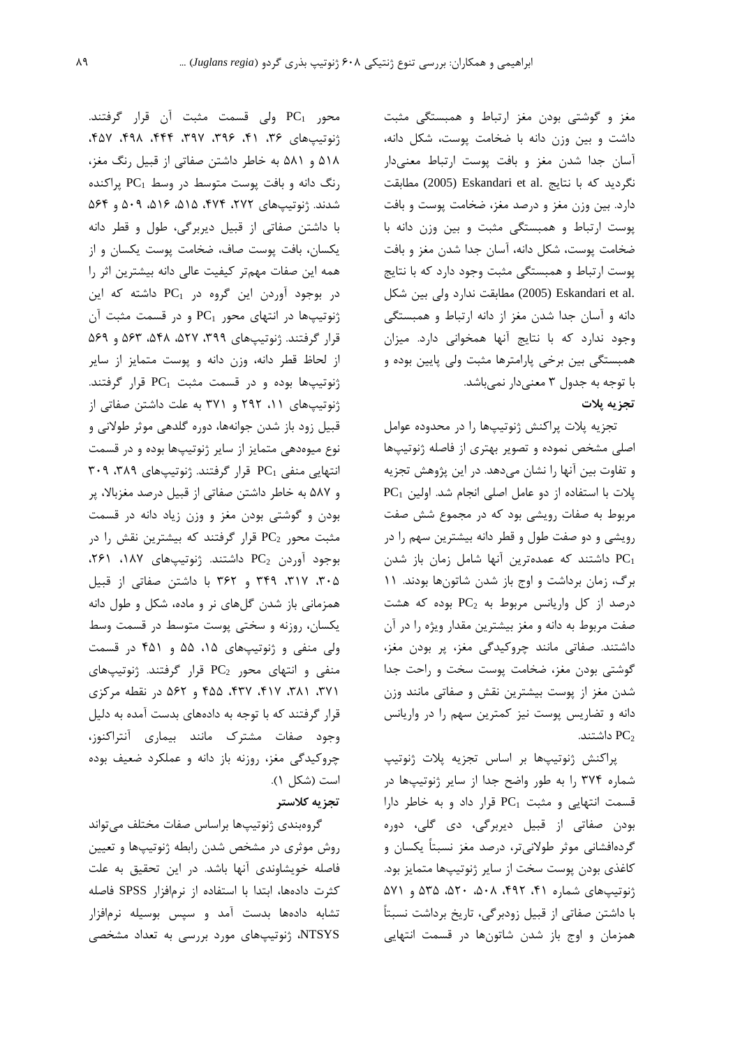مغز و گوشتی بودن مغز ارتباط و همبستگی مثبت داشت و بین وزن دانه با ضخامت پوست، شکل دانه، آسان جدا شدن مغز و بافت پوست ارتباط معنی‌دار نگردید که با نتایج .Eskandari et al (2005) مطابقت دارد. بین وزن مغز و درصد مغز، ضخامت پوست و بافت پوست ارتباط و همبستگی مثبت و بین وزن دانه با ضخامت پوست، شکل دانه، آسان جدا شدن مغز و بافت پوست ارتباط و همبستگی مثبت وجود دارد که با نتایج .Eskandari et al (2005) مطابقت ندارد ولی بین شکل دانه و آسان جدا شدن مغز از دانه ارتباط و همبستگی وجود ندارد که با نتایج آنها همخوانی دارد. میزان همبستگی بین برخی پارامترها مثبت ولی پایین بوده و با توجه به جدول ۳ معنی‌دار نمی‌باشد.

**تجزیه پلات**

تجزیه پلات پراکنش ژنوتیپ‌ها را در محدوده عوامل اصلی مشخص نموده و تصویر بهتری از فاصله ژنوتیپ‌ها و تفاوت بین آنها را نشان می‌دهد. در این پژوهش تجزیه پلات با استفاده از دو عامل اصلی انجام شد. اولین $PC_1$ مربوط به صفات رویشی بود که در مجموع شش صفت رویشی و دو صفت طول و قطر دانه بیشترین سهم را در $PC_1$ داشتند که عمده‌ترین آنها شامل زمان باز شدن برگ، زمان برداشت و اوج باز شدن شاتون‌ها بودند. ۱۱ درصد از کل واریانس مربوط به $PC_2$ بوده که هشت صفت مربوط به دانه و مغز بیشترین مقدار ویژه را در آن داشتند. صفاتی مانند چروکیدگی مغز، پر بودن مغز، گوشتی بودن مغز، ضخامت پوست سخت و راحت جدا شدن مغز از پوست بیشترین نقش و صفاتی مانند وزن دانه و تضاریس پوست نیز کمترین سهم را در واریانس $PC_2$ داشتند.

پراکنش ژنوتیپ‌ها بر اساس تجزیه پلات ژنوتیپ شماره ۳۷۴ را به طور واضح جدا از سایر ژنوتیپ‌ها در قسمت انتهایی و مثبت $PC_1$ قرار داد و به خاطر دارا بودن صفاتی از قبیل دیربرگی، دی گلی، دوره گرده‌افشانی موثر طولانی‌تر، درصد مغز نسبتاً یکسان و کاغذی بودن پوست سخت از سایر ژنوتیپ‌ها متمایز بود. ژنوتیپ‌های شماره ۴۱، ۴۹۲، ۵۰۸، ۵۲۰، ۵۳۵ و ۵۷۱ با داشتن صفاتی از قبیل زودبرگی، تاریخ برداشت نسبتاً همزمان و اوج باز شدن شاتون‌ها در قسمت انتهایی محور $PC_1$ ولی قسمت مثبت آن قرار گرفتند. ژنوتیپ‌های ۳۶، ۴۱، ۳۹۶، ۳۹۷، ۴۴۴، ۴۹۸، ۴۵۷، ۵۱۸ و ۵۸۱ به خاطر داشتن صفاتی از قبیل رنگ مغز، رنگ دانه و بافت پوست متوسط در وسط $PC_1$ پراکنده شدند. ژنوتیپ‌های ۲۷۲، ۴۷۴، ۵۱۵، ۵۱۶، ۵۰۹ و ۵۶۴ با داشتن صفاتی از قبیل دیربرگی، طول و قطر دانه یکسان، بافت پوست صاف، ضخامت پوست یکسان و از همه این صفات مهم‌تر کیفیت عالی دانه بیشترین اثر را در بوجود آوردن این گروه در $PC_1$ داشته که این ژنوتیپ‌ها در انتهای محور $PC_1$ و در قسمت مثبت آن قرار گرفتند. ژنوتیپ‌های ۳۹۹، ۵۲۷، ۵۴۸، ۵۶۳ و ۵۶۹ از لحاظ قطر دانه، وزن دانه و پوست متمایز از سایر ژنوتیپ‌ها بوده و در قسمت مثبت $PC_1$ قرار گرفتند. ژنوتیپ‌های ۱۱، ۲۹۲ و ۳۷۱ به علت داشتن صفاتی از قبیل زود باز شدن جوانه‌ها، دوره گلدهی موثر طولانی و نوع میوه‌دهی متمایز از سایر ژنوتیپ‌ها بوده و در قسمت انتهایی منفی $PC_1$ قرار گرفتند. ژنوتیپ‌های ۳۸۹، ۳۰۹ و ۵۸۷ به خاطر داشتن صفاتی از قبیل درصد مغزبالا، پر بودن و گوشتی بودن مغز و وزن زیاد دانه در قسمت مثبت محور $PC_2$ قرار گرفتند که بیشترین نقش را در بوجود آوردن $PC_2$ داشتند. ژنوتیپ‌های ۱۸۷، ۲۶۱، ۳۰۵، ۳۱۷، ۳۴۹ و ۳۶۲ با داشتن صفاتی از قبیل همزمانی باز شدن گل‌های نر و ماده، شکل و طول دانه یکسان، روزنه و سختی پوست متوسط در قسمت وسط ولی منفی و ژنوتیپ‌های ۱۵، ۵۵ و ۴۵۱ در قسمت منفی و انتهای محور $PC_2$ قرار گرفتند. ژنوتیپ‌های ۳۷۱، ۳۸۱، ۴۱۷، ۴۳۷، ۴۵۵ و ۵۶۲ در نقطه مرکزی قرار گرفتند که با توجه به داده‌های بدست آمده به دلیل وجود صفات مشترک مانند بیماری آنتراکنوز، چروکیدگی مغز، روزنه باز دانه و عملکرد ضعیف بوده است (شکل ۱).

**تجزیه کلاستر**

گروه‌بندی ژنوتیپ‌ها براساس صفات مختلف می‌تواند روش موثری در مشخص شدن رابطه ژنوتیپ‌ها و تعیین فاصله خویشاوندی آنها باشد. در این تحقیق به علت کثرت داده‌ها، ابتدا با استفاده از نرم‌افزار SPSS فاصله تشابه داده‌ها بدست آمد و سپس بوسیله نرم‌افزار NTSYS، ژنوتیپ‌های مورد بررسی به تعداد مشخصی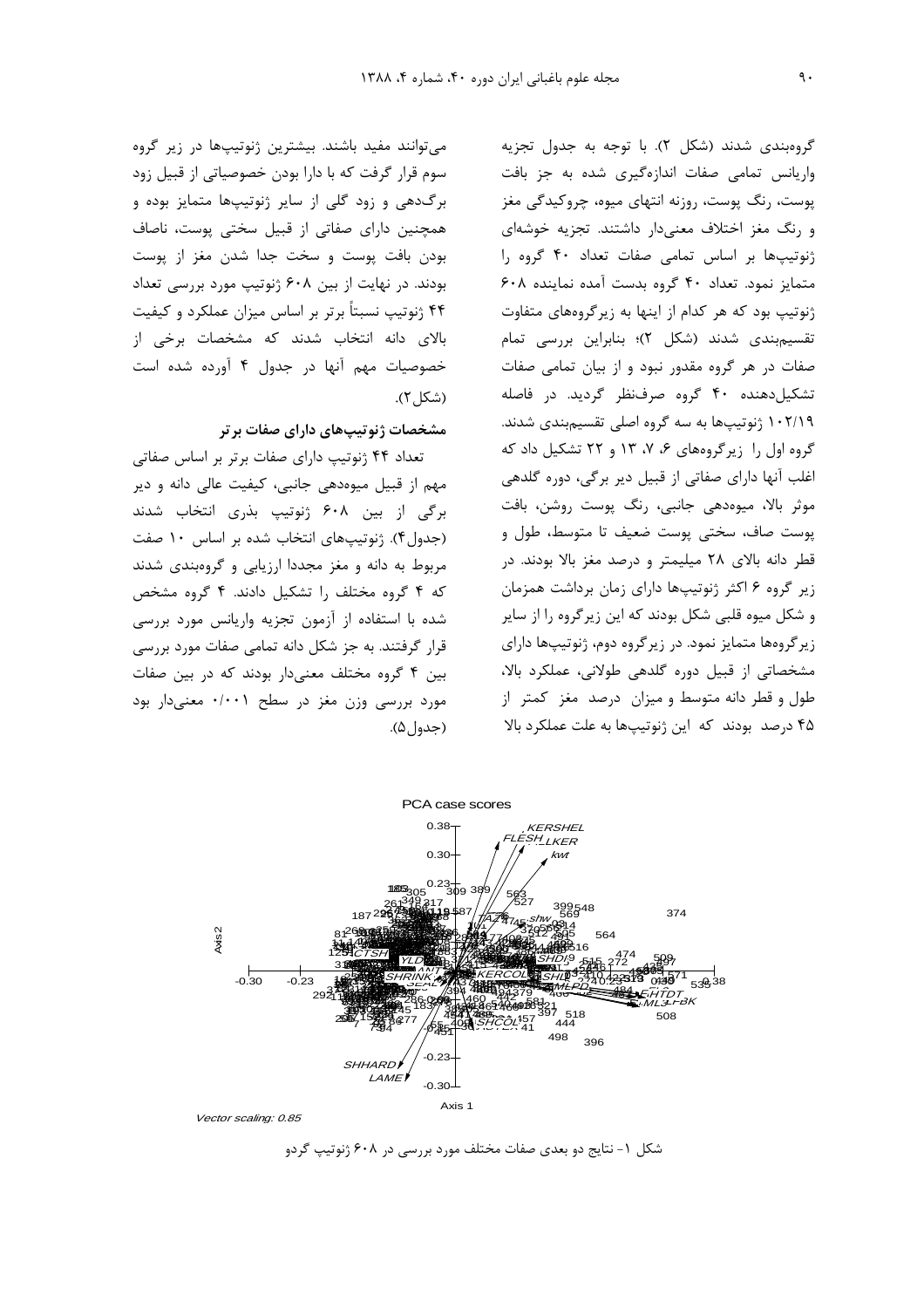گروه‌بندی شدند (شکل ۲). با توجه به جدول تجزیه واریانس تمامی صفات اندازه‌گیری شده به جز بافت پوست، رنگ پوست، روزنه انتهای میوه، چروکیدگی مغز و رنگ مغز اختلاف معنی‌دار داشتند. تجزیه خوشه‌ای ژنوتیپ‌ها بر اساس تمامی صفات تعداد ۴۰ گروه را متمایز نمود. تعداد ۴۰ گروه بدست آمده نماینده ۶۰۸ ژنوتیپ بود که هر کدام از اینها به زیرگروه‌های متفاوت تقسیم‌بندی شدند (شکل ۲)؛ بنابراین بررسی تمام صفات در هر گروه مقدور نبود و از بیان تمامی صفات تشکیل‌دهنده ۴۰ گروه صرف‌نظر گردید. در فاصله ۱۰۲/۱۹ ژنوتیپ‌ها به سه گروه اصلی تقسیم‌بندی شدند. گروه اول را زیرگروه‌های ۶، ۷، ۱۳ و ۲۲ تشکیل داد که اغلب آنها دارای صفاتی از قبیل دیر برگی، دوره گلدهی موثر بالا، میوه‌دهی جانبی، رنگ پوست روشن، بافت پوست صاف، سختی پوست ضعیف تا متوسط، طول و قطر دانه بالای ۲۸ میلیمتر و درصد مغز بالا بودند. در زیر گروه ۶ اکثر ژنوتیپ‌ها دارای زمان برداشت همزمان و شکل میوه قلبی شکل بودند که این زیرگروه را از سایر زیرگروه‌ها متمایز نمود. در زیرگروه دوم، ژنوتیپ‌ها دارای مشخصاتی از قبیل دوره گلدهی طولانی، عملکرد بالا، طول و قطر دانه متوسط و میزان درصد مغز کمتر از ۴۵ درصد بودند که این ژنوتیپ‌ها به علت عملکرد بالا می‌توانند مفید باشند. بیشترین ژنوتیپ‌ها در زیر گروه سوم قرار گرفت که با دارا بودن خصوصیاتی از قبیل زود برگ‌دهی و زود گلی از سایر ژنوتیپ‌ها متمایز بوده و همچنین دارای صفاتی از قبیل سختی پوست، ناصاف بودن بافت پوست و سخت جدا شدن مغز از پوست بودند. در نهایت از بین ۶۰۸ ژنوتیپ مورد بررسی تعداد ۴۴ ژنوتیپ نسبتاً برتر بر اساس میزان عملکرد و کیفیت بالای دانه انتخاب شدند که مشخصات برخی از خصوصیات مهم آنها در جدول ۴ آورده شده است (شکل۲).

### مشخصات ژنوتیپ‌های دارای صفات برتر

تعداد ۴۴ ژنوتیپ دارای صفات برتر بر اساس صفاتی مهم از قبیل میوه‌دهی جانبی، کیفیت عالی دانه و دیر برگی از بین ۶۰۸ ژنوتیپ بذری انتخاب شدند (جدول۴). ژنوتیپ‌های انتخاب شده بر اساس ۱۰ صفت مربوط به دانه و مغز مجددا ارزیابی و گروه‌بندی شدند که ۴ گروه مختلف را تشکیل دادند. ۴ گروه مشخص شده با استفاده از آزمون تجزیه واریانس مورد بررسی قرار گرفتند. به جز شکل دانه تمامی صفات مورد بررسی بین ۴ گروه مختلف معنی‌دار بودند که در بین صفات مورد بررسی وزن مغز در سطح ۰/۰۰۱ معنی‌دار بود (جدول۵).

شکل ۱- نتایج دو بعدی صفات مختلف مورد بررسی در ۶۰۸ ژنوتیپ گردو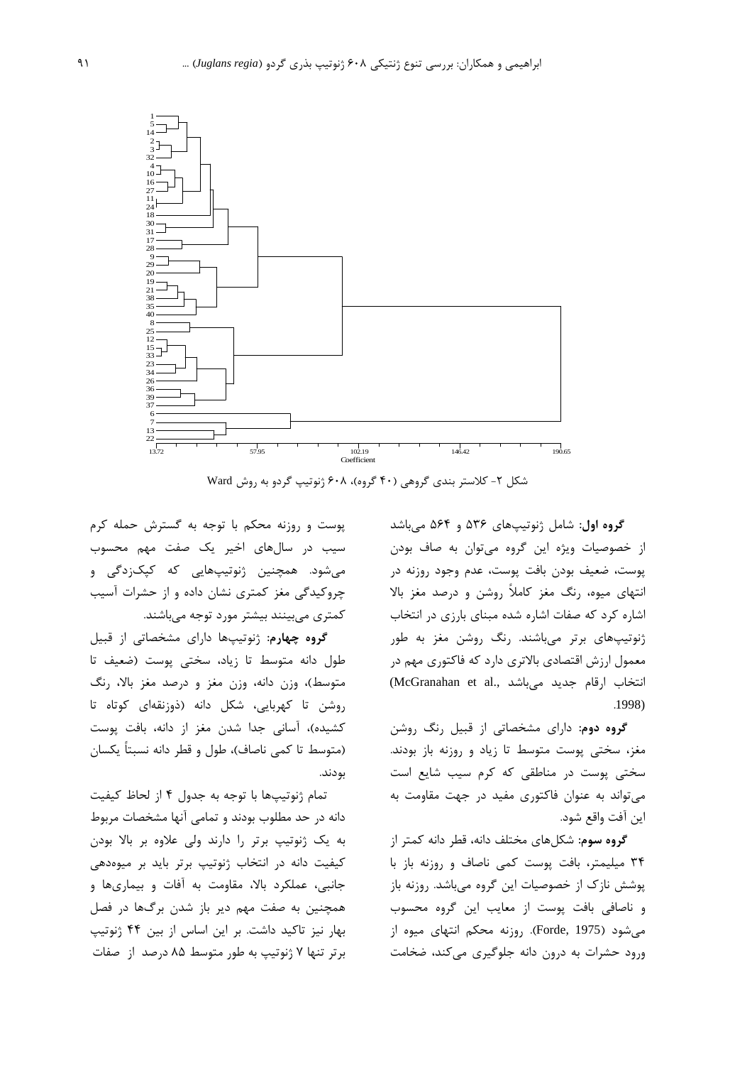شکل ۲- کلاستر بندی گروهی (۴۰ گروه)، ۶۰۸ ژنوتیپ گردو به روش Ward

**گروه اول**: شامل ژنوتیپ‌های ۵۳۶ و ۵۶۴ می‌باشد از خصوصیات ویژه این گروه می‌توان به صاف بودن پوست، ضعیف بودن بافت پوست، عدم وجود روزنه در انتهای میوه، رنگ مغز کاملاً روشن و درصد مغز بالا اشاره کرد که صفات اشاره شده مبنای بارزی در انتخاب ژنوتیپ‌های برتر می‌باشند. رنگ روشن مغز به طور معمول ارزش اقتصادی بالاتری دارد که فاکتوری مهم در انتخاب ارقام جدید می‌باشد (McGranahan et al., 1998).

**گروه دوم**: دارای مشخصاتی از قبیل رنگ روشن مغز، سختی پوست متوسط تا زیاد و روزنه باز بودند. سختی پوست در مناطقی که کرم سیب شایع است می‌تواند به عنوان فاکتوری مفید در جهت مقاومت به این آفت واقع شود.

**گروه سوم**: شکل‌های مختلف دانه، قطر دانه کمتر از ۳۴ میلیمتر، بافت پوست کمی ناصاف و روزنه باز با پوشش نازک از خصوصیات این گروه می‌باشد. روزنه باز و ناصافی بافت پوست از معایب این گروه محسوب می‌شود (Forde, 1975). روزنه محکم انتهای میوه از ورود حشرات به درون دانه جلوگیری می‌کند، ضخامت پوست و روزنه محکم با توجه به گسترش حمله کرم سیب در سال‌های اخیر یک صفت مهم محسوب می‌شود. همچنین ژنوتیپ‌هایی که کپک‌زدگی و چروکیدگی مغز کمتری نشان داده و از حشرات آسیب کمتری می‌بینند بیشتر مورد توجه می‌باشند.

**گروه چهارم**: ژنوتیپ‌ها دارای مشخصاتی از قبیل طول دانه متوسط تا زیاد، سختی پوست (ضعیف تا متوسط)، وزن دانه، وزن مغز و درصد مغز بالا، رنگ روشن تا کهربایی، شکل دانه (ذوزنقه‌ای کوتاه تا کشیده)، آسانی جدا شدن مغز از دانه، بافت پوست (متوسط تا کمی ناصاف)، طول و قطر دانه نسبتاً یکسان بودند.

تمام ژنوتیپ‌ها با توجه به جدول ۴ از لحاظ کیفیت دانه در حد مطلوب بودند و تمامی آنها مشخصات مربوط به یک ژنوتیپ برتر را دارند ولی علاوه بر بالا بودن کیفیت دانه در انتخاب ژنوتیپ برتر باید بر میوه‌دهی جانبی، عملکرد بالا، مقاومت به آفات و بیماری‌ها و همچنین به صفت مهم دیر باز شدن برگ‌ها در فصل بهار نیز تاکید داشت. بر این اساس از بین ۴۴ ژنوتیپ برتر تنها ۷ ژنوتیپ به طور متوسط ۸۵ درصد از صفات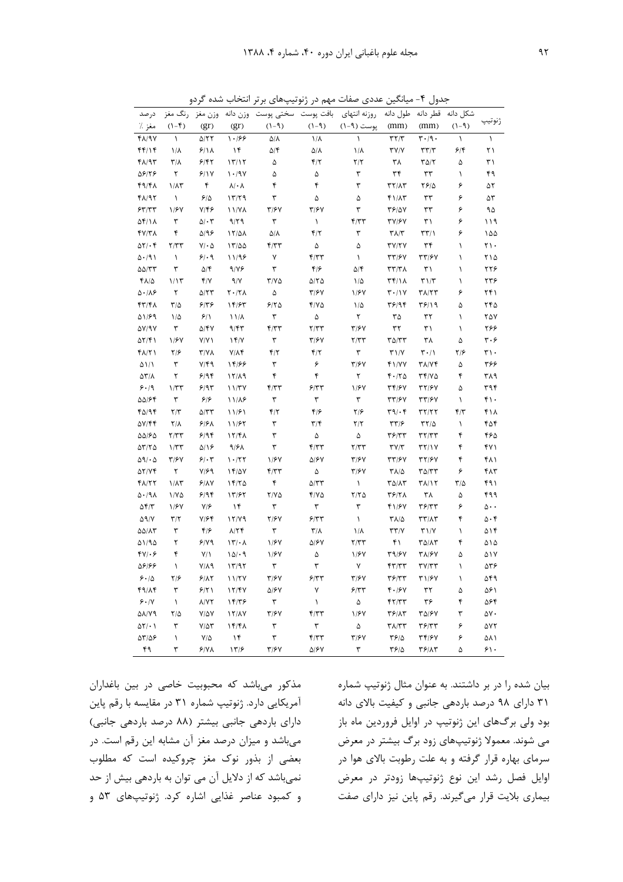جدول ۴- میانگین عددی صفات مهم در ژنوتیپ‌های برتر انتخاب شده گردو

| ژنوتیپ | شکل دانه (۹-۱) | قطر دانه (mm) | طول دانه (mm) | روزنه انتهای پوست (۹-۱) | بافت پوست (۹-۱) | سختی پوست (۹-۱) | وزن دانه (gr) | وزن مغز (gr) | رنگ مغز (۴-۱) | درصد مغز ٪ |
|---|---|---|---|---|---|---|---|---|---|---|
| ۱ | ۱ | ۳۰/۹۰ | ۳۲/۳ | ۱ | ۱/۸ | ۵/۸ | ۱۰/۶۶ | ۵/۲۲ | ۱ | ۴۸/۹۷ |
| ۲۱ | ۶/۴ | ۳۳/۳ | ۳۷/۷ | ۱/۸ | ۵/۸ | ۵/۴ | ۱۴ | ۶/۱۸ | ۱/۸ | ۴۴/۱۴ |
| ۳۱ | ۵ | ۳۵/۲ | ۳۸ | ۲/۲ | ۴/۲ | ۵ | ۱۳/۱۲ | ۶/۴۲ | ۳/۸ | ۴۸/۹۳ |
| ۴۹ | ۱ | ۳۳ | ۳۴ | ۳ | ۵ | ۵ | ۱۰/۹۷ | ۶/۱۷ | ۲ | ۵۶/۲۶ |
| ۵۲ | ۶ | ۲۶/۵ | ۳۲/۸۳ | ۳ | ۴ | ۴ | ۸/۰۸ | ۴ | ۱/۸۳ | ۴۹/۴۸ |
| ۵۳ | ۶ | ۳۳ | ۴۱/۸۳ | ۵ | ۵ | ۳ | ۱۳/۲۹ | ۶/۵ | ۱ | ۴۸/۹۲ |
| ۹۵ | ۶ | ۳۳ | ۳۶/۵۷ | ۳ | ۳/۶۷ | ۳/۶۷ | ۱۱/۷۸ | ۷/۴۶ | ۱/۶۷ | ۶۳/۳۳ |
| ۱۱۹ | ۶ | ۳۱ | ۳۷/۶۷ | ۴/۳۳ | ۱ | ۳ | ۹/۲۹ | ۵/۰۳ | ۳ | ۵۴/۱۸ |
| ۱۵۵ | ۶ | ۳۳/۱ | ۳۸/۳ | ۳ | ۴/۲ | ۵/۸ | ۱۲/۵۸ | ۵/۹۶ | ۴ | ۴۷/۳۸ |
| ۲۱۰ | ۱ | ۳۴ | ۳۷/۲۷ | ۵ | ۵ | ۴/۳۳ | ۱۳/۵۵ | ۷/۰۵ | ۲/۳۳ | ۵۲/۰۴ |
| ۲۱۵ | ۱ | ۳۳/۶۷ | ۳۳/۶۷ | ۱ | ۴/۳۳ | ۷ | ۱۱/۹۶ | ۶/۰۹ | ۱ | ۵۰/۹۱ |
| ۲۲۶ | ۱ | ۳۱ | ۳۳/۳۸ | ۵/۴ | ۴/۶ | ۳ | ۹/۷۶ | ۵/۴ | ۳ | ۵۵/۳۳ |
| ۲۳۶ | ۱ | ۳۱/۳ | ۳۴/۱۸ | ۱/۵ | ۵/۲۵ | ۳/۷۵ | ۹/۷ | ۴/۷ | ۱/۱۳ | ۴۸/۵ |
| ۲۴۱ | ۶ | ۳۸/۲۳ | ۳۰/۱۷ | ۱/۶۷ | ۳/۶۷ | ۵ | ۲۰/۲۸ | ۵/۲۳ | ۲ | ۵۰/۸۶ |
| ۲۴۵ | ۵ | ۳۶/۱۹ | ۳۶/۹۴ | ۱/۵ | ۴/۷۵ | ۶/۲۵ | ۱۴/۶۳ | ۶/۳۶ | ۳/۵ | ۴۳/۴۸ |
| ۲۵۷ | ۱ | ۳۲ | ۳۵ | ۲ | ۵ | ۳ | ۱۱/۸ | ۶/۱ | ۱/۵ | ۵۱/۶۹ |
| ۲۶۶ | ۱ | ۳۱ | ۳۲ | ۳/۶۷ | ۲/۳۳ | ۴/۳۳ | ۹/۴۳ | ۵/۴۷ | ۳ | ۵۷/۹۷ |
| ۳۰۶ | ۵ | ۳۸ | ۳۵/۳۳ | ۲/۳۳ | ۳/۶۷ | ۳ | ۱۴/۷ | ۷/۷۱ | ۱/۶۷ | ۵۲/۴۱ |
| ۳۱۰ | ۲/۶ | ۳۰/۱ | ۳۱/۷ | ۳ | ۴/۲ | ۴/۲ | ۷/۸۴ | ۳/۷۸ | ۲/۶ | ۴۸/۲۱ |
| ۳۶۶ | ۵ | ۳۸/۷۴ | ۴۱/۷۷ | ۳/۶۷ | ۶ | ۳ | ۱۴/۶۶ | ۷/۴۹ | ۳ | ۵۱/۱ |
| ۳۸۹ | ۴ | ۳۴/۷۵ | ۴۰/۲۵ | ۲ | ۴ | ۴ | ۱۲/۸۹ | ۶/۹۴ | ۲ | ۵۳/۸ |
| ۳۹۴ | ۵ | ۳۲/۶۷ | ۳۴/۶۷ | ۱/۶۷ | ۶/۳۳ | ۴/۳۳ | ۱۱/۳۷ | ۶/۹۳ | ۱/۳۳ | ۶۰/۹ |
| ۴۱۰ | ۱ | ۳۳/۶۷ | ۳۳/۶۷ | ۳ | ۳ | ۳ | ۱۱/۸۶ | ۶/۶ | ۳ | ۵۵/۶۴ |
| ۴۱۸ | ۴/۳ | ۳۲/۲۲ | ۳۹/۰۴ | ۲/۶ | ۴/۶ | ۴/۲ | ۱۱/۶۱ | ۵/۳۳ | ۲/۳ | ۴۵/۹۴ |
| ۴۵۴ | ۱ | ۳۲/۵ | ۳۳/۶ | ۲/۲ | ۳/۴ | ۳ | ۱۱/۶۲ | ۶/۶۸ | ۲/۸ | ۵۷/۴۴ |
| ۴۶۵ | ۴ | ۳۲/۳۳ | ۳۶/۳۳ | ۵ | ۵ | ۳ | ۱۲/۴۸ | ۶/۹۴ | ۲/۳۳ | ۵۵/۶۵ |
| ۴۷۱ | ۴ | ۳۲/۱۷ | ۳۷/۳ | ۲/۳۳ | ۴/۳۳ | ۳ | ۹/۶۸ | ۵/۱۶ | ۱/۳۳ | ۵۳/۲۵ |
| ۴۸۱ | ۴ | ۳۲/۶۷ | ۳۳/۶۷ | ۳/۶۷ | ۵/۶۷ | ۱/۶۷ | ۱۰/۲۲ | ۶/۰۳ | ۳/۶۷ | ۵۹/۰۵ |
| ۴۸۳ | ۶ | ۳۵/۳۳ | ۳۸/۵ | ۳/۶۷ | ۵ | ۴/۳۳ | ۱۴/۵۷ | ۷/۶۹ | ۲ | ۵۲/۷۴ |
| ۴۹۱ | ۳/۵ | ۳۸/۱۲ | ۳۵/۸۳ | ۱ | ۵/۳۳ | ۴ | ۱۴/۲۵ | ۶/۸۷ | ۱/۸۳ | ۴۸/۲۲ |
| ۴۹۹ | ۵ | ۳۸ | ۳۶/۲۸ | ۲/۲۵ | ۴/۷۵ | ۲/۷۵ | ۱۳/۶۲ | ۶/۹۴ | ۱/۷۵ | ۵۰/۹۸ |
| ۵۰۰ | ۶ | ۳۶/۳۳ | ۴۱/۶۷ | ۳ | ۳ | ۳ | ۱۴ | ۷/۶ | ۱/۶۷ | ۵۴/۳ |
| ۵۰۴ | ۴ | ۳۳/۸۳ | ۳۸/۵ | ۱ | ۶/۳۳ | ۲/۶۷ | ۱۲/۷۹ | ۷/۶۴ | ۳/۲ | ۵۹/۷ |
| ۵۱۴ | ۱ | ۳۱/۷ | ۳۳/۷ | ۱/۸ | ۳/۸ | ۳ | ۸/۲۴ | ۴/۶ | ۳ | ۵۵/۸۳ |
| ۵۱۵ | ۴ | ۳۵/۸۳ | ۴۱ | ۲/۳۳ | ۵/۶۷ | ۱/۶۷ | ۱۳/۰۸ | ۶/۷۹ | ۲ | ۵۱/۹۵ |
| ۵۱۷ | ۵ | ۳۸/۶۷ | ۳۹/۶۷ | ۱/۶۷ | ۵ | ۱/۶۷ | ۱۵/۰۹ | ۷/۱ | ۴ | ۴۷/۰۶ |
| ۵۳۶ | ۱ | ۳۷/۳۳ | ۴۳/۳۳ | ۷ | ۳ | ۳ | ۱۳/۹۲ | ۷/۸۹ | ۱ | ۵۶/۶۶ |
| ۵۴۹ | ۱ | ۳۱/۶۷ | ۳۶/۳۳ | ۳/۶۷ | ۶/۳۳ | ۳/۶۷ | ۱۱/۳۷ | ۶/۸۲ | ۲/۶ | ۶۰/۵ |
| ۵۶۱ | ۵ | ۳۲ | ۴۰/۶۷ | ۶/۳۳ | ۷ | ۵/۶۷ | ۱۲/۴۷ | ۶/۲۱ | ۳ | ۴۹/۸۴ |
| ۵۶۴ | ۴ | ۳۶ | ۴۲/۳۳ | ۵ | ۱ | ۳ | ۱۴/۳۶ | ۸/۷۲ | ۱ | ۶۰/۷ |
| ۵۷۰ | ۳ | ۳۵/۶۷ | ۳۶/۸۳ | ۱/۶۷ | ۴/۳۳ | ۳/۶۷ | ۱۲/۸۷ | ۷/۵۷ | ۲/۵ | ۵۸/۷۹ |
| ۵۷۲ | ۶ | ۳۶/۳۳ | ۳۸/۳۳ | ۵ | ۳ | ۳ | ۱۴/۴۸ | ۷/۵۳ | ۳ | ۵۲/۰۱ |
| ۵۸۱ | ۶ | ۳۴/۶۷ | ۳۶/۵ | ۳/۶۷ | ۴/۳۳ | ۳ | ۱۴ | ۷/۵ | ۱ | ۵۳/۵۶ |
| ۶۱۰ | ۵ | ۳۶/۸۳ | ۳۶/۵ | ۳ | ۵/۶۷ | ۳/۶۷ | ۱۳/۶ | ۶/۷۸ | ۳ | ۴۹ |

بیان شده را در بر داشتند. به عنوان مثال ژنوتیپ شماره ۳۱ دارای ۹۸ درصد باردهی جانبی و کیفیت بالای دانه بود ولی برگ‌های این ژنوتیپ در اوایل فروردین ماه باز می شوند. معمولا ژنوتیپ‌های زود برگ بیشتر در معرض سرمای بهاره قرار گرفته و به علت رطوبت بالای هوا در اوایل فصل رشد این نوع ژنوتیپ‌ها زودتر در معرض بیماری بلایت قرار می‌گیرند. رقم پاین نیز دارای صفت مذکور می‌باشد که محبوبیت خاصی در بین باغداران آمریکایی دارد. ژنوتیپ شماره ۳۱ در مقایسه با رقم پاین دارای باردهی جانبی بیشتر (۸۸ درصد باردهی جانبی) می‌باشد و میزان درصد مغز آن مشابه این رقم است. در بعضی از بذور نوک مغز چروکیده است که مطلوب نمی‌باشد که از دلایل آن می توان به باردهی بیش از حد و کمبود عناصر غذایی اشاره کرد. ژنوتیپ‌های ۵۳ و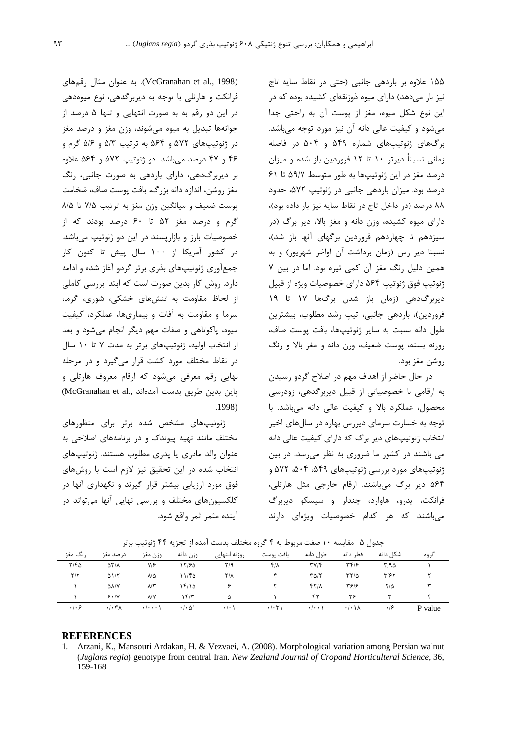۱۵۵ علاوه بر باردهی جانبی (حتی در نقاط سایه تاج نیز بار می‌دهد) دارای میوه ذوزنقه‌ای کشیده بوده که در این نوع شکل میوه، مغز از پوست آن به راحتی جدا می‌شود و کیفیت عالی دانه آن نیز مورد توجه می‌باشد. برگ‌های ژنوتیپ‌های شماره ۵۴۹ و ۵۰۴ در فاصله زمانی نسبتاً دیرتر ۱۰ تا ۱۲ فروردین باز شده و میزان درصد مغز در این ژنوتیپ‌ها به طور متوسط ۵۹/۷ تا ۶۱ درصد بود. میزان باردهی جانبی در ژنوتیپ ۵۷۲، حدود ۸۸ درصد (در داخل تاج در نقاط سایه نیز بار داده بود)، دارای میوه کشیده، وزن دانه و مغز بالا، دیر برگ (در سیزدهم تا چهاردهم فروردین برگهای آنها باز شد)، نسبتا دیر رس (زمان برداشت آن اواخر شهریور) و به همین دلیل رنگ مغز آن کمی تیره بود. اما در بین ۷ ژنوتیپ فوق ژنوتیپ ۵۶۴ دارای خصوصیات ویژه از قبیل دیربرگ‌دهی (زمان باز شدن برگ‌ها ۱۷ تا ۱۹ فروردین)، باردهی جانبی، تیپ رشد مطلوب، بیشترین طول دانه نسبت به سایر ژنوتیپ‌ها، بافت پوست صاف، روزنه بسته، پوست ضعیف، وزن دانه و مغز بالا و رنگ روشن مغز بود.

در حال حاضر از اهداف مهم در اصلاح گردو رسیدن به ارقامی با خصوصیاتی از قبیل دیربرگ‌دهی، زودرسی محصول، عملکرد بالا و کیفیت عالی دانه می‌باشد. با توجه به خسارت سرمای دیررس بهاره در سال‌های اخیر انتخاب ژنوتیپ‌های دیر برگ که دارای کیفیت عالی دانه می باشند در کشور ما ضروری به نظر می‌رسد. در بین ژنوتیپ‌های مورد بررسی ژنوتیپ‌های ۵۴۹، ۵۰۴، ۵۷۲ و ۵۶۴ دیر برگ می‌باشند. ارقام خارجی مثل هارتلی، فرانکت، پدرو، هاوارد، چندلر و سیسکو دیربرگ می‌باشند که هر کدام خصوصیات ویژه‌ای دارند (McGranahan et al., 1998). به عنوان مثال رقم‌های فرانکت و هارتلی با توجه به دیربرگ‌دهی، نوع میوه‌دهی در این دو رقم به به صورت انتهایی و تنها ۵ درصد از جوانه‌ها تبدیل به میوه می‌شوند، وزن مغز و درصد مغز در ژنوتیپ‌های ۵۷۲ و ۵۶۴ به ترتیب ۵/۳ و ۵/۶ گرم و ۴۶ و ۴۷ درصد می‌باشد. دو ژنوتیپ ۵۷۲ و ۵۶۴ علاوه بر دیربرگ‌دهی، دارای باردهی به صورت جانبی، رنگ مغز روشن، اندازه دانه بزرگ، بافت پوست صاف، ضخامت پوست ضعیف و میانگین وزن مغز به ترتیب ۷/۵ تا ۸/۵ گرم و درصد مغز ۵۲ تا ۶۰ درصد بودند که از خصوصیات بارز و بازارپسند در این دو ژنوتیپ می‌باشد. در کشور آمریکا از ۱۰۰ سال پیش تا کنون کار جمع‌آوری ژنوتیپ‌های بذری برتر گردو آغاز شده و ادامه دارد. روش کار بدین صورت است که ابتدا بررسی کاملی از لحاظ مقاومت به تنش‌های خشکی، شوری، گرما، سرما و مقاومت به آفات و بیماری‌ها، عملکرد، کیفیت میوه، پاکوتاهی و صفات مهم دیگر انجام می‌شود و بعد از انتخاب اولیه، ژنوتیپ‌های برتر به مدت ۷ تا ۱۰ سال در نقاط مختلف مورد کشت قرار می‌گیرد و در مرحله نهایی رقم معرفی می‌شود که ارقام معروف هارتلی و پاین بدین طریق بدست آمده‌اند (McGranahan et al., 1998).

ژنوتیپ‌های مشخص شده برتر برای منظورهای مختلف مانند تهیه پیوندک و در برنامه‌های اصلاحی به عنوان والد مادری یا پدری مطلوب هستند. ژنوتیپ‌های انتخاب شده در این تحقیق نیز لازم است با روش‌های فوق مورد ارزیابی بیشتر قرار گیرند و نگهداری آنها در کلکسیون‌های مختلف و بررسی نهایی آنها می‌تواند در آینده مثمر ثمر واقع شود.

جدول ۵- مقایسه ۱۰ صفت مربوط به ۴ گروه مختلف بدست آمده از تجزیه ۴۴ ژنوتیپ برتر

| گروه | شکل دانه | قطر دانه | طول دانه | بافت پوست | روزنه انتهایی | وزن دانه | وزن مغز | درصد مغز | رنگ مغز |
|---|---|---|---|---|---|---|---|---|---|
| ۱ | ۳/۹۵ | ۳۴/۶ | ۳۷/۴ | ۴/۸ | ۲/۹ | ۱۲/۶۵ | ۷/۶ | ۵۳/۸ | ۲/۴۵ |
| ۲ | ۳/۶۲ | ۳۲/۵ | ۳۵/۲ | ۴ | ۲/۸ | ۱۱/۴۵ | ۸/۵ | ۵۱/۲ | ۲/۲ |
| ۳ | ۲/۵ | ۳۶/۶ | ۴۲/۸ | ۲ | ۶ | ۱۴/۱۵ | ۸/۳ | ۵۸/۷ | ۱ |
| ۴ | ۳ | ۳۶ | ۴۲ | ۱ | ۵ | ۱۴/۳ | ۸/۷ | ۶۰/۷ | ۱ |
| P value | ۰/۶ | ۰/۰۱۸ | ۰/۰۰۱ | ۰/۰۳۱ | ۰/۰۱ | ۰/۰۵۱ | ۰/۰۰۰۱ | ۰/۰۳۸ | ۰/۰۶ |

## REFERENCES

1. Arzani, K., Mansouri Ardakan, H. & Vezvaei, A. (2008). Morphological variation among Persian walnut (*Juglans regia*) genotype from central Iran. *New Zealand Journal of Cropand Horticulteral Science*, 36, 159-168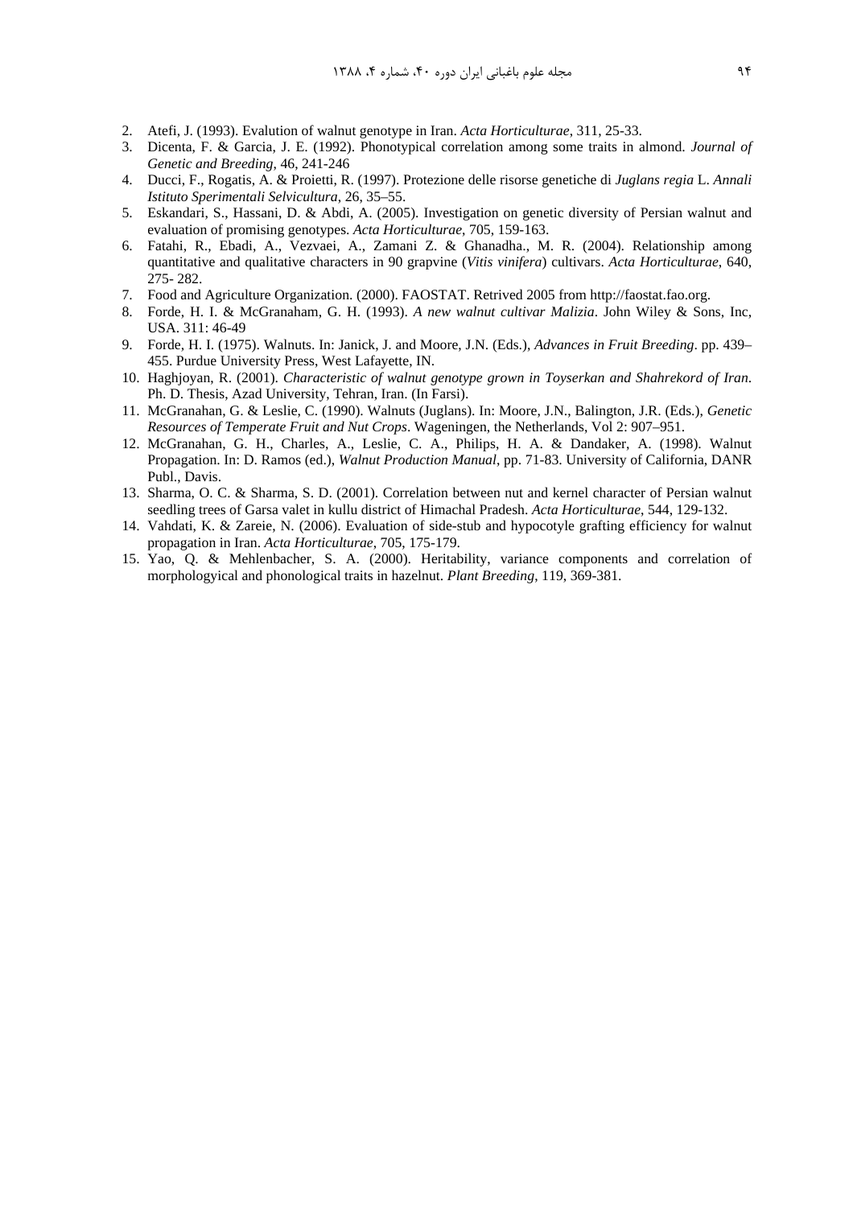2. Atefi, J. (1993). Evalution of walnut genotype in Iran. *Acta Horticulturae*, 311, 25-33.
3. Dicenta, F. & Garcia, J. E. (1992). Phonotypical correlation among some traits in almond. *Journal of Genetic and Breeding*, 46, 241-246
4. Ducci, F., Rogatis, A. & Proietti, R. (1997). Protezione delle risorse genetiche di *Juglans regia* L. *Annali Istituto Sperimentali Selvicultura*, 26, 35–55.
5. Eskandari, S., Hassani, D. & Abdi, A. (2005). Investigation on genetic diversity of Persian walnut and evaluation of promising genotypes. *Acta Horticulturae*, 705, 159-163.
6. Fatahi, R., Ebadi, A., Vezvaei, A., Zamani Z. & Ghanadha., M. R. (2004). Relationship among quantitative and qualitative characters in 90 grapvine (*Vitis vinifera*) cultivars. *Acta Horticulturae*, 640, 275- 282.
7. Food and Agriculture Organization. (2000). FAOSTAT. Retrived 2005 from http://faostat.fao.org.
8. Forde, H. I. & McGranaham, G. H. (1993). *A new walnut cultivar Malizia*. John Wiley & Sons, Inc, USA. 311: 46-49
9. Forde, H. I. (1975). Walnuts. In: Janick, J. and Moore, J.N. (Eds.), *Advances in Fruit Breeding*. pp. 439–455. Purdue University Press, West Lafayette, IN.
10. Haghjoyan, R. (2001). *Characteristic of walnut genotype grown in Toyserkan and Shahrekord of Iran*. Ph. D. Thesis, Azad University, Tehran, Iran. (In Farsi).
11. McGranahan, G. & Leslie, C. (1990). Walnuts (Juglans). In: Moore, J.N., Balington, J.R. (Eds.), *Genetic Resources of Temperate Fruit and Nut Crops*. Wageningen, the Netherlands, Vol 2: 907–951.
12. McGranahan, G. H., Charles, A., Leslie, C. A., Philips, H. A. & Dandaker, A. (1998). Walnut Propagation. In: D. Ramos (ed.), *Walnut Production Manual*, pp. 71-83. University of California, DANR Publ., Davis.
13. Sharma, O. C. & Sharma, S. D. (2001). Correlation between nut and kernel character of Persian walnut seedling trees of Garsa valet in kullu district of Himachal Pradesh. *Acta Horticulturae*, 544, 129-132.
14. Vahdati, K. & Zareie, N. (2006). Evaluation of side-stub and hypocotyle grafting efficiency for walnut propagation in Iran. *Acta Horticulturae*, 705, 175-179.
15. Yao, Q. & Mehlenbacher, S. A. (2000). Heritability, variance components and correlation of morphologyical and phonological traits in hazelnut. *Plant Breeding*, 119, 369-381.